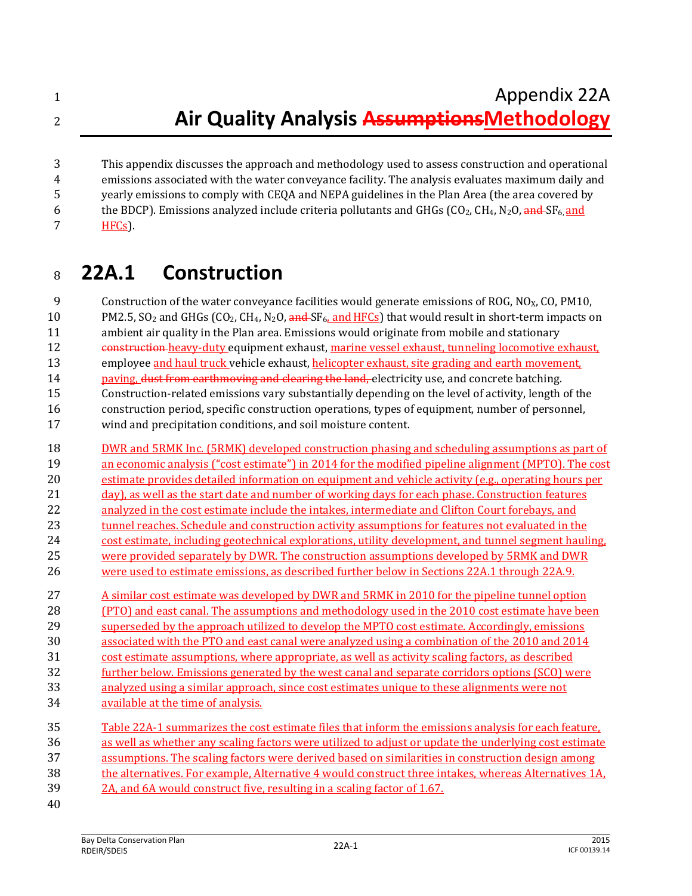# Appendix 22A
# Air Quality Analysis ~~Assumptions~~Methodology

This appendix discusses the approach and methodology used to assess construction and operational emissions associated with the water conveyance facility. The analysis evaluates maximum daily and yearly emissions to comply with CEQA and NEPA guidelines in the Plan Area (the area covered by the BDCP). Emissions analyzed include criteria pollutants and GHGs ($CO_2$, $CH_4$, $N_2O$, ~~and~~ $SF_6$, and HFCs).

## 22A.1 Construction

Construction of the water conveyance facilities would generate emissions of ROG, $NO_X$, CO, PM10, PM2.5, $SO_2$ and GHGs ($CO_2$, $CH_4$, $N_2O$, ~~and~~ $SF_6$, and HFCs) that would result in short-term impacts on ambient air quality in the Plan area. Emissions would originate from mobile and stationary ~~construction~~ heavy-duty equipment exhaust, marine vessel exhaust, tunneling locomotive exhaust, employee and haul truck vehicle exhaust, helicopter exhaust, site grading and earth movement, paving, ~~dust from earthmoving and clearing the land,~~ electricity use, and concrete batching. Construction-related emissions vary substantially depending on the level of activity, length of the construction period, specific construction operations, types of equipment, number of personnel, wind and precipitation conditions, and soil moisture content.

DWR and 5RMK Inc. (5RMK) developed construction phasing and scheduling assumptions as part of an economic analysis ("cost estimate") in 2014 for the modified pipeline alignment (MPTO). The cost estimate provides detailed information on equipment and vehicle activity (e.g., operating hours per day), as well as the start date and number of working days for each phase. Construction features analyzed in the cost estimate include the intakes, intermediate and Clifton Court forebays, and tunnel reaches. Schedule and construction activity assumptions for features not evaluated in the cost estimate, including geotechnical explorations, utility development, and tunnel segment hauling, were provided separately by DWR. The construction assumptions developed by 5RMK and DWR were used to estimate emissions, as described further below in Sections 22A.1 through 22A.9.

A similar cost estimate was developed by DWR and 5RMK in 2010 for the pipeline tunnel option (PTO) and east canal. The assumptions and methodology used in the 2010 cost estimate have been superseded by the approach utilized to develop the MPTO cost estimate. Accordingly, emissions associated with the PTO and east canal were analyzed using a combination of the 2010 and 2014 cost estimate assumptions, where appropriate, as well as activity scaling factors, as described further below. Emissions generated by the west canal and separate corridors options (SCO) were analyzed using a similar approach, since cost estimates unique to these alignments were not available at the time of analysis.

Table 22A-1 summarizes the cost estimate files that inform the emissions analysis for each feature, as well as whether any scaling factors were utilized to adjust or update the underlying cost estimate assumptions. The scaling factors were derived based on similarities in construction design among the alternatives. For example, Alternative 4 would construct three intakes, whereas Alternatives 1A, 2A, and 6A would construct five, resulting in a scaling factor of 1.67.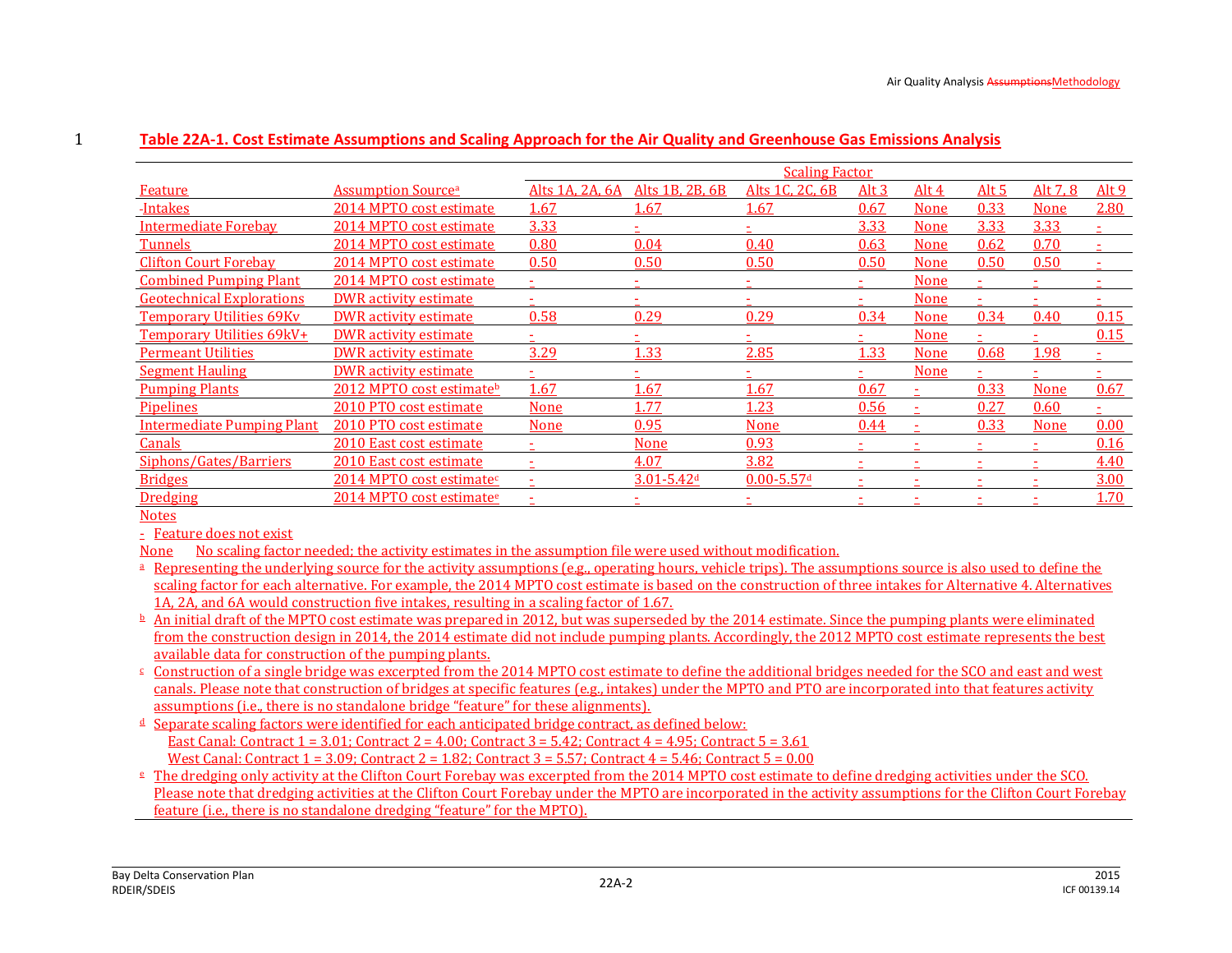**Table 22A-1. Cost Estimate Assumptions and Scaling Approach for the Air Quality and Greenhouse Gas Emissions Analysis**

| Feature | Assumption Source[a] | Scaling Factor | | | | | | | |
|---|---|---|---|---|---|---|---|---|---|
| | | Alts 1A, 2A, 6A | Alts 1B, 2B, 6B | Alts 1C, 2C, 6B | Alt 3 | Alt 4 | Alt 5 | Alt 7, 8 | Alt 9 |
| Intakes | 2014 MPTO cost estimate | 1.67 | 1.67 | 1.67 | 0.67 | None | 0.33 | None | 2.80 |
| Intermediate Forebay | 2014 MPTO cost estimate | 3.33 | - | - | 3.33 | None | 3.33 | 3.33 | - |
| Tunnels | 2014 MPTO cost estimate | 0.80 | 0.04 | 0.40 | 0.63 | None | 0.62 | 0.70 | - |
| Clifton Court Forebay | 2014 MPTO cost estimate | 0.50 | 0.50 | 0.50 | 0.50 | None | 0.50 | 0.50 | - |
| Combined Pumping Plant | 2014 MPTO cost estimate | - | - | - | - | None | - | - | - |
| Geotechnical Explorations | DWR activity estimate | - | - | - | - | None | - | - | - |
| Temporary Utilities 69Kv | DWR activity estimate | 0.58 | 0.29 | 0.29 | 0.34 | None | 0.34 | 0.40 | 0.15 |
| Temporary Utilities 69kV+ | DWR activity estimate | - | - | - | - | None | - | - | 0.15 |
| Permeant Utilities | DWR activity estimate | 3.29 | 1.33 | 2.85 | 1.33 | None | 0.68 | 1.98 | - |
| Segment Hauling | DWR activity estimate | - | - | - | - | None | - | - | - |
| Pumping Plants | 2012 MPTO cost estimate[b] | 1.67 | 1.67 | 1.67 | 0.67 | - | 0.33 | None | 0.67 |
| Pipelines | 2010 PTO cost estimate | None | 1.77 | 1.23 | 0.56 | - | 0.27 | 0.60 | - |
| Intermediate Pumping Plant | 2010 PTO cost estimate | None | 0.95 | None | 0.44 | - | 0.33 | None | 0.00 |
| Canals | 2010 East cost estimate | - | None | 0.93 | - | - | - | - | 0.16 |
| Siphons/Gates/Barriers | 2010 East cost estimate | - | 4.07 | 3.82 | - | - | - | - | 4.40 |
| Bridges | 2014 MPTO cost estimate[c] | - | 3.01-5.42[d] | 0.00-5.57[d] | - | - | - | - | 3.00 |
| Dredging | 2014 MPTO cost estimate[e] | - | - | - | - | - | - | - | 1.70 |

Notes

\- Feature does not exist

None No scaling factor needed; the activity estimates in the assumption file were used without modification.

[a] Representing the underlying source for the activity assumptions (e.g., operating hours, vehicle trips). The assumptions source is also used to define the scaling factor for each alternative. For example, the 2014 MPTO cost estimate is based on the construction of three intakes for Alternative 4. Alternatives 1A, 2A, and 6A would construction five intakes, resulting in a scaling factor of 1.67.

[b] An initial draft of the MPTO cost estimate was prepared in 2012, but was superseded by the 2014 estimate. Since the pumping plants were eliminated from the construction design in 2014, the 2014 estimate did not include pumping plants. Accordingly, the 2012 MPTO cost estimate represents the best available data for construction of the pumping plants.

[c] Construction of a single bridge was excerpted from the 2014 MPTO cost estimate to define the additional bridges needed for the SCO and east and west canals. Please note that construction of bridges at specific features (e.g., intakes) under the MPTO and PTO are incorporated into that features activity assumptions (i.e., there is no standalone bridge "feature" for these alignments).

[d] Separate scaling factors were identified for each anticipated bridge contract, as defined below:
East Canal: Contract 1 = 3.01; Contract 2 = 4.00; Contract 3 = 5.42; Contract 4 = 4.95; Contract 5 = 3.61
West Canal: Contract 1 = 3.09; Contract 2 = 1.82; Contract 3 = 5.57; Contract 4 = 5.46; Contract 5 = 0.00

[e] The dredging only activity at the Clifton Court Forebay was excerpted from the 2014 MPTO cost estimate to define dredging activities under the SCO. Please note that dredging activities at the Clifton Court Forebay under the MPTO are incorporated in the activity assumptions for the Clifton Court Forebay feature (i.e., there is no standalone dredging "feature" for the MPTO).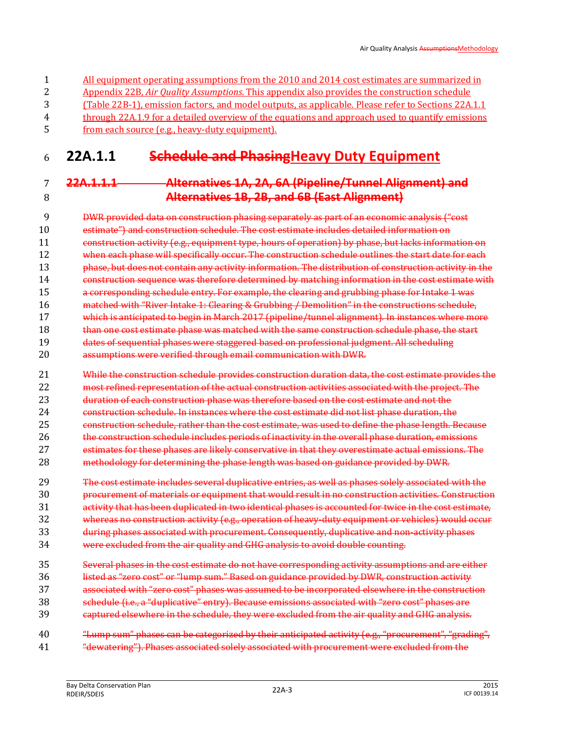All equipment operating assumptions from the 2010 and 2014 cost estimates are summarized in Appendix 22B, *Air Quality Assumptions*. This appendix also provides the construction schedule (Table 22B-1), emission factors, and model outputs, as applicable. Please refer to Sections 22A.1.1 through 22A.1.9 for a detailed overview of the equations and approach used to quantify emissions from each source (e.g., heavy-duty equipment).

## 22A.1.1 ~~Schedule and Phasing~~Heavy Duty Equipment

### ~~22A.1.1.1 Alternatives 1A, 2A, 6A (Pipeline/Tunnel Alignment) and Alternatives 1B, 2B, and 6B (East Alignment)~~

~~DWR provided data on construction phasing separately as part of an economic analysis ("cost estimate") and construction schedule. The cost estimate includes detailed information on construction activity (e.g., equipment type, hours of operation) by phase, but lacks information on when each phase will specifically occur. The construction schedule outlines the start date for each phase, but does not contain any activity information. The distribution of construction activity in the construction sequence was therefore determined by matching information in the cost estimate with a corresponding schedule entry. For example, the clearing and grubbing phase for Intake 1 was matched with "River Intake 1: Clearing & Grubbing / Demolition" in the constructions schedule, which is anticipated to begin in March 2017 (pipeline/tunnel alignment). In instances where more than one cost estimate phase was matched with the same construction schedule phase, the start dates of sequential phases were staggered based on professional judgment. All scheduling assumptions were verified through email communication with DWR.~~

~~While the construction schedule provides construction duration data, the cost estimate provides the most refined representation of the actual construction activities associated with the project. The duration of each construction phase was therefore based on the cost estimate and not the construction schedule. In instances where the cost estimate did not list phase duration, the construction schedule, rather than the cost estimate, was used to define the phase length. Because the construction schedule includes periods of inactivity in the overall phase duration, emissions estimates for these phases are likely conservative in that they overestimate actual emissions. The methodology for determining the phase length was based on guidance provided by DWR.~~

~~The cost estimate includes several duplicative entries, as well as phases solely associated with the procurement of materials or equipment that would result in no construction activities. Construction activity that has been duplicated in two identical phases is accounted for twice in the cost estimate, whereas no construction activity (e.g., operation of heavy-duty equipment or vehicles) would occur during phases associated with procurement. Consequently, duplicative and non-activity phases were excluded from the air quality and GHG analysis to avoid double counting.~~

~~Several phases in the cost estimate do not have corresponding activity assumptions and are either listed as "zero cost" or "lump sum." Based on guidance provided by DWR, construction activity associated with "zero cost" phases was assumed to be incorporated elsewhere in the construction schedule (i.e., a "duplicative" entry). Because emissions associated with "zero cost" phases are captured elsewhere in the schedule, they were excluded from the air quality and GHG analysis.~~

~~"Lump sum" phases can be categorized by their anticipated activity (e.g., "procurement", "grading", "dewatering"). Phases associated solely associated with procurement were excluded from the~~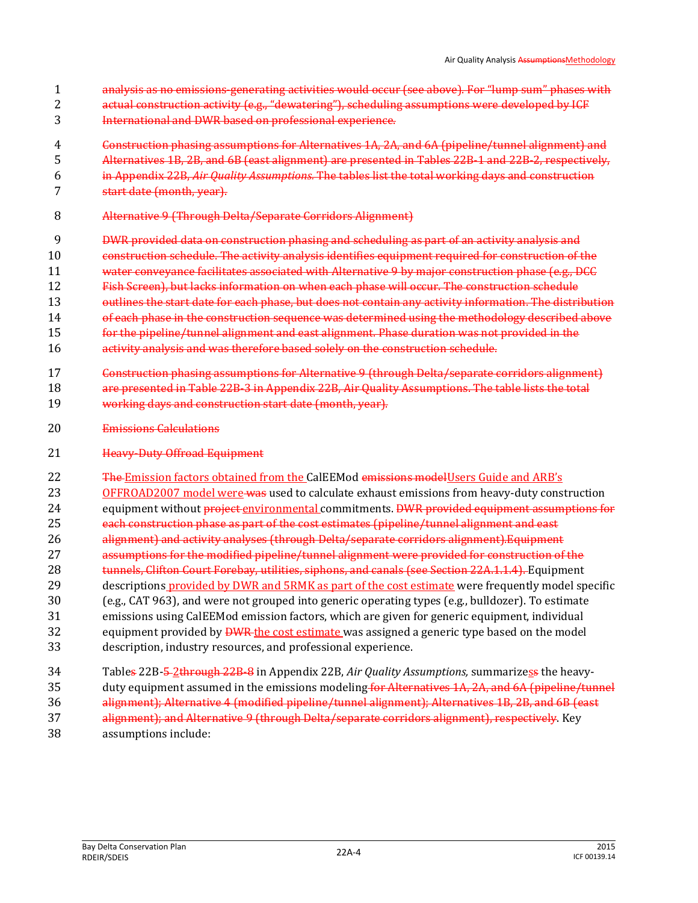analysis as no emissions-generating activities would occur (see above). For "lump sum" phases with actual construction activity (e.g., "dewatering"), scheduling assumptions were developed by ICF International and DWR based on professional experience.

Construction phasing assumptions for Alternatives 1A, 2A, and 6A (pipeline/tunnel alignment) and Alternatives 1B, 2B, and 6B (east alignment) are presented in Tables 22B-1 and 22B-2, respectively, in Appendix 22B, *Air Quality Assumptions*. The tables list the total working days and construction start date (month, year).

Alternative 9 (Through Delta/Separate Corridors Alignment)

DWR provided data on construction phasing and scheduling as part of an activity analysis and construction schedule. The activity analysis identifies equipment required for construction of the water conveyance facilitates associated with Alternative 9 by major construction phase (e.g., DCC Fish Screen), but lacks information on when each phase will occur. The construction schedule outlines the start date for each phase, but does not contain any activity information. The distribution of each phase in the construction sequence was determined using the methodology described above for the pipeline/tunnel alignment and east alignment. Phase duration was not provided in the activity analysis and was therefore based solely on the construction schedule.

Construction phasing assumptions for Alternative 9 (through Delta/separate corridors alignment) are presented in Table 22B-3 in Appendix 22B, Air Quality Assumptions. The table lists the total working days and construction start date (month, year).

Emissions Calculations

Heavy-Duty Offroad Equipment

The Emission factors obtained from the CalEEMod emissions modelUsers Guide and ARB's OFFROAD2007 model were was used to calculate exhaust emissions from heavy-duty construction equipment without project environmental commitments. DWR provided equipment assumptions for each construction phase as part of the cost estimates (pipeline/tunnel alignment and east alignment) and activity analyses (through Delta/separate corridors alignment).Equipment assumptions for the modified pipeline/tunnel alignment were provided for construction of the tunnels, Clifton Court Forebay, utilities, siphons, and canals (see Section 22A.1.1.4). Equipment descriptions provided by DWR and 5RMK as part of the cost estimate were frequently model specific (e.g., CAT 963), and were not grouped into generic operating types (e.g., bulldozer). To estimate emissions using CalEEMod emission factors, which are given for generic equipment, individual equipment provided by DWR the cost estimate was assigned a generic type based on the model description, industry resources, and professional experience.

Tables 22B-5 2through 22B-8 in Appendix 22B, *Air Quality Assumptions,* summarizess the heavy-duty equipment assumed in the emissions modeling for Alternatives 1A, 2A, and 6A (pipeline/tunnel alignment); Alternative 4 (modified pipeline/tunnel alignment); Alternatives 1B, 2B, and 6B (east alignment); and Alternative 9 (through Delta/separate corridors alignment), respectively. Key assumptions include: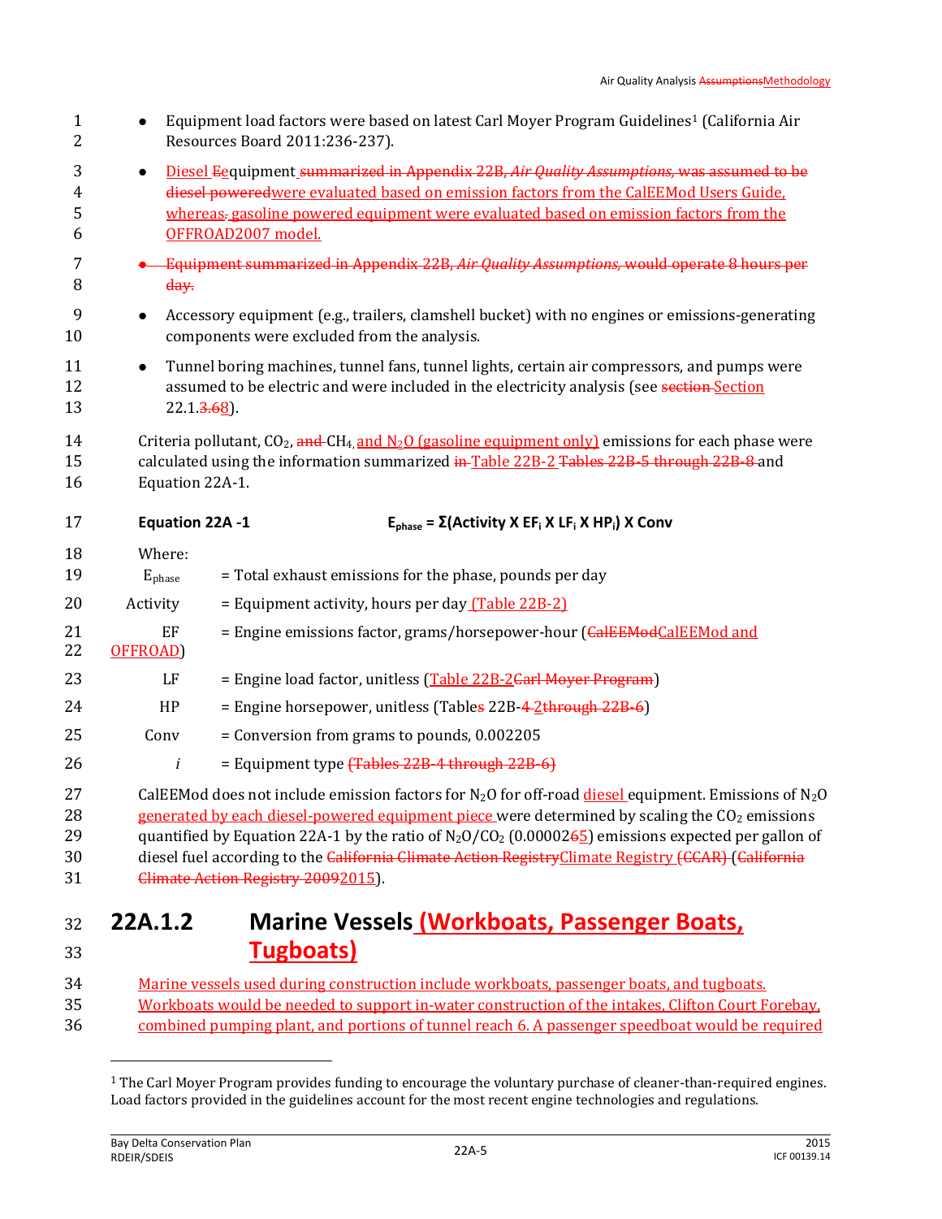- Equipment load factors were based on latest Carl Moyer Program Guidelines[1] (California Air Resources Board 2011:236-237).
- Diesel Eequipment summarized in Appendix 22B, *Air Quality Assumptions,* was assumed to be diesel poweredwere evaluated based on emission factors from the CalEEMod Users Guide, whereas. gasoline powered equipment were evaluated based on emission factors from the OFFROAD2007 model.
- Equipment summarized in Appendix 22B, *Air Quality Assumptions,* would operate 8 hours per day.
- Accessory equipment (e.g., trailers, clamshell bucket) with no engines or emissions-generating components were excluded from the analysis.
- Tunnel boring machines, tunnel fans, tunnel lights, certain air compressors, and pumps were assumed to be electric and were included in the electricity analysis (see section Section 22.1.3.68).

Criteria pollutant, $CO_2$, and $CH_4$, and $N_2O$ (gasoline equipment only) emissions for each phase were calculated using the information summarized in Table 22B-2 Tables 22B-5 through 22B-8 and Equation 22A-1.

**Equation 22A -1** $$E_{phase} = \Sigma(Activity \times EF_i \times LF_i \times HP_i) \times Conv$$

Where:

| | |
|---|---|
| $E_{phase}$ | = Total exhaust emissions for the phase, pounds per day |
| Activity | = Equipment activity, hours per day (Table 22B-2) |
| EF | = Engine emissions factor, grams/horsepower-hour (CalEEModCalEEMod and OFFROAD) |
| LF | = Engine load factor, unitless (Table 22B-2Carl Moyer Program) |
| HP | = Engine horsepower, unitless (Tables 22B-4 2through 22B-6) |
| Conv | = Conversion from grams to pounds, 0.002205 |
| $i$ | = Equipment type (Tables 22B-4 through 22B-6) |

CalEEMod does not include emission factors for $N_2O$ for off-road diesel equipment. Emissions of $N_2O$ generated by each diesel-powered equipment piece were determined by scaling the $CO_2$ emissions quantified by Equation 22A-1 by the ratio of $N_2O/CO_2$ (0.00002665) emissions expected per gallon of diesel fuel according to the California Climate Action RegistryClimate Registry (CCAR) (California Climate Action Registry 20092015).

### 22A.1.2 Marine Vessels (Workboats, Passenger Boats, Tugboats)

Marine vessels used during construction include workboats, passenger boats, and tugboats. Workboats would be needed to support in-water construction of the intakes, Clifton Court Forebay, combined pumping plant, and portions of tunnel reach 6. A passenger speedboat would be required

[1] The Carl Moyer Program provides funding to encourage the voluntary purchase of cleaner-than-required engines. Load factors provided in the guidelines account for the most recent engine technologies and regulations.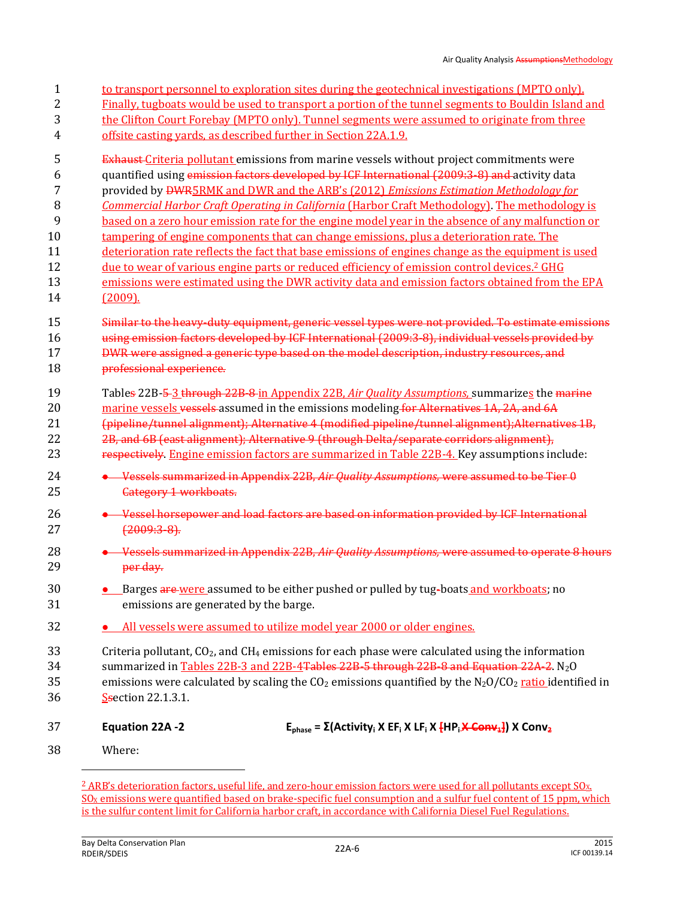to transport personnel to exploration sites during the geotechnical investigations (MPTO only). Finally, tugboats would be used to transport a portion of the tunnel segments to Bouldin Island and the Clifton Court Forebay (MPTO only). Tunnel segments were assumed to originate from three offsite casting yards, as described further in Section 22A.1.9.

~~Exhaust~~ Criteria pollutant emissions from marine vessels without project commitments were quantified using ~~emission factors developed by ICF International (2009:3-8) and~~ activity data provided by ~~DWR~~5RMK and DWR and the ARB's (2012) *Emissions Estimation Methodology for Commercial Harbor Craft Operating in California* (Harbor Craft Methodology). The methodology is based on a zero hour emission rate for the engine model year in the absence of any malfunction or tampering of engine components that can change emissions, plus a deterioration rate. The deterioration rate reflects the fact that base emissions of engines change as the equipment is used due to wear of various engine parts or reduced efficiency of emission control devices.[2] GHG emissions were estimated using the DWR activity data and emission factors obtained from the EPA (2009).

~~Similar to the heavy-duty equipment, generic vessel types were not provided. To estimate emissions using emission factors developed by ICF International (2009:3-8), individual vessels provided by DWR were assigned a generic type based on the model description, industry resources, and professional experience.~~

Table~~s~~ 22B-~~5~~ 3 ~~through 22B-8~~ in Appendix 22B, *Air Quality Assumptions,* summarize~~s~~ the ~~marine~~ marine vessels ~~vessels~~ assumed in the emissions modeling ~~for Alternatives 1A, 2A, and 6A (pipeline/tunnel alignment); Alternative 4 (modified pipeline/tunnel alignment);Alternatives 1B, 2B, and 6B (east alignment); Alternative 9 (through Delta/separate corridors alignment), respectively~~. Engine emission factors are summarized in Table 22B-4. Key assumptions include:

- ~~Vessels summarized in Appendix 22B, *Air Quality Assumptions,* were assumed to be Tier 0 Category 1 workboats.~~
- ~~Vessel horsepower and load factors are based on information provided by ICF International (2009:3-8).~~
- ~~Vessels summarized in Appendix 22B, *Air Quality Assumptions,* were assumed to operate 8 hours per day.~~
- Barges ~~are~~ were assumed to be either pushed or pulled by tug~~-~~boats and workboats; no emissions are generated by the barge.
- All vessels were assumed to utilize model year 2000 or older engines.

Criteria pollutant, $CO_2$, and $CH_4$ emissions for each phase were calculated using the information summarized in Tables 22B-3 and 22B-4~~Tables 22B-5 through 22B-8 and Equation 22A-2~~. $N_2O$ emissions were calculated by scaling the $CO_2$ emissions quantified by the $N_2O/CO_2$ ratio identified in S~~s~~ection 22.1.3.1.

**Equation 22A -2** $$E_{phase} = \Sigma(Activity_i \times EF_i \times LF_i \times [HP_i \times Conv_1]) \times Conv_2$$

(Note: in the equation, the brackets "[ ]", "X $Conv_1$", and subscript "2" of $Conv_2$ are shown with strikethrough, i.e., revised equation: $E_{phase} = \Sigma(Activity_i \times EF_i \times LF_i \times HP_i) \times Conv$)

Where:

---

[2] ARB's deterioration factors, useful life, and zero-hour emission factors were used for all pollutants except $SO_X$. $SO_X$ emissions were quantified based on brake-specific fuel consumption and a sulfur fuel content of 15 ppm, which is the sulfur content limit for California harbor craft, in accordance with California Diesel Fuel Regulations.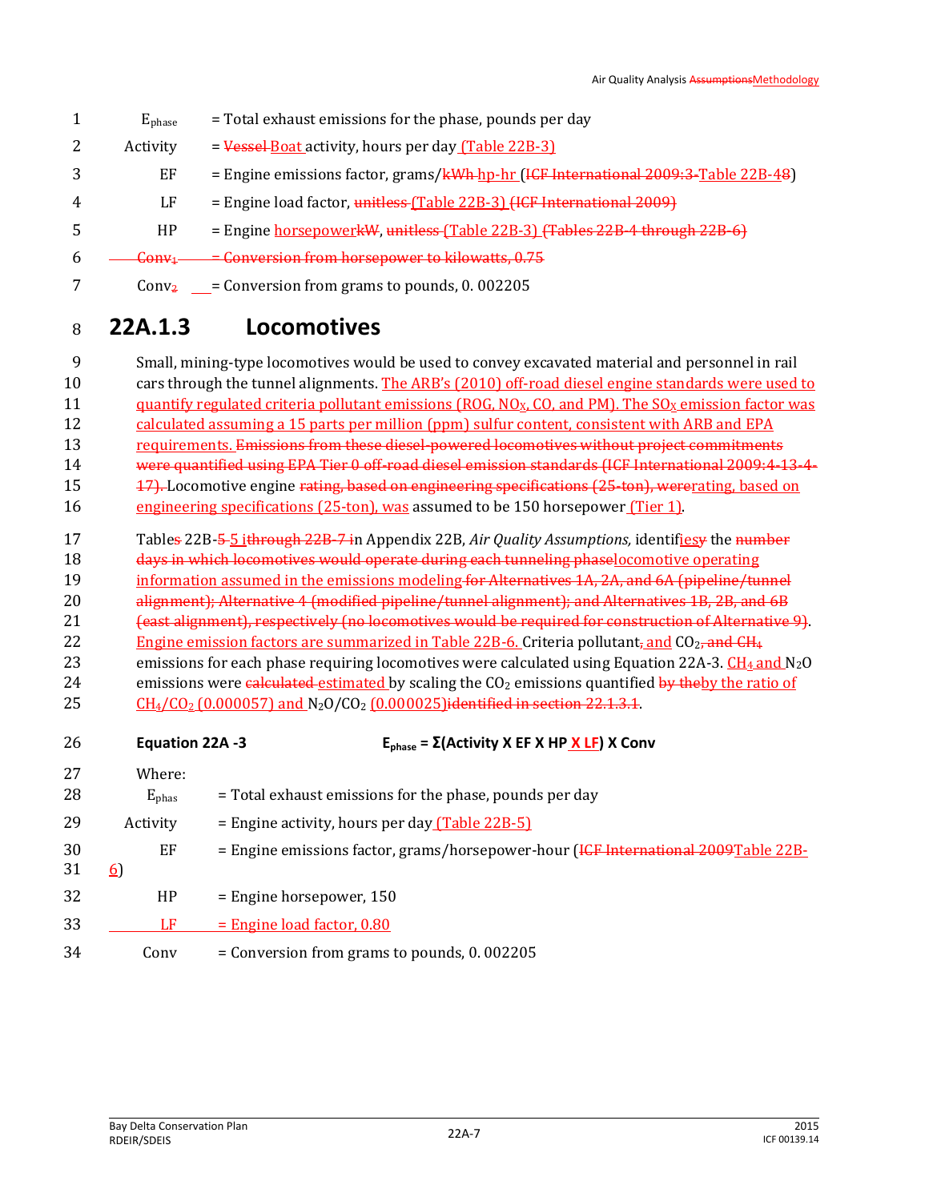| | |
|---|---|
| $E_{phase}$ | = Total exhaust emissions for the phase, pounds per day |
| Activity | = ~~Vessel~~ Boat activity, hours per day (Table 22B-3) |
| EF | = Engine emissions factor, grams/~~kWh~~ hp-hr (~~ICF International 2009:3-~~Table 22B-4~~8~~) |
| LF | = Engine load factor, ~~unitless~~ (Table 22B-3) ~~(ICF International 2009)~~ |
| HP | = Engine horsepower~~kW~~, ~~unitless~~ (Table 22B-3) ~~(Tables 22B-4 through 22B-6)~~ |
| ~~$Conv_1$~~ | ~~= Conversion from horsepower to kilowatts, 0.75~~ |
| Conv~~$_2$~~ | = Conversion from grams to pounds, 0. 002205 |

## 22A.1.3 Locomotives

Small, mining-type locomotives would be used to convey excavated material and personnel in rail cars through the tunnel alignments. The ARB's (2010) off-road diesel engine standards were used to quantify regulated criteria pollutant emissions (ROG, $NO_X$, CO, and PM). The $SO_X$ emission factor was calculated assuming a 15 parts per million (ppm) sulfur content, consistent with ARB and EPA requirements. ~~Emissions from these diesel-powered locomotives without project commitments were quantified using EPA Tier 0 off-road diesel emission standards (ICF International 2009:4-13-4-17).~~ Locomotive engine ~~rating, based on engineering specifications (25-ton), were~~rating, based on engineering specifications (25-ton), was assumed to be 150 horsepower (Tier 1).

Table~~s~~ 22B-~~5~~ 5 i~~through 22B-7 i~~n Appendix 22B, *Air Quality Assumptions,* identifies~~y~~ the ~~number days in which locomotives would operate during each tunneling phase~~locomotive operating information assumed in the emissions modeling ~~for Alternatives 1A, 2A, and 6A (pipeline/tunnel alignment); Alternative 4 (modified pipeline/tunnel alignment); and Alternatives 1B, 2B, and 6B (east alignment), respectively (no locomotives would be required for construction of Alternative 9)~~. Engine emission factors are summarized in Table 22B-6. Criteria pollutant~~,~~ and $CO_2$~~, and $CH_4$~~ emissions for each phase requiring locomotives were calculated using Equation 22A-3. $CH_4$ and $N_2O$ emissions were ~~calculated~~ estimated by scaling the $CO_2$ emissions quantified ~~by the~~by the ratio of $CH_4/CO_2$ (0.000057) and $N_2O/CO_2$ (0.000025)~~identified in section 22.1.3.1~~.

**Equation 22A -3** $$E_{phase} = \Sigma(Activity \times EF \times HP \times LF) \times Conv$$

Where:

| | |
|---|---|
| $E_{phas}$ | = Total exhaust emissions for the phase, pounds per day |
| Activity | = Engine activity, hours per day (Table 22B-5) |
| EF | = Engine emissions factor, grams/horsepower-hour (~~ICF International 2009~~Table 22B-6) |
| HP | = Engine horsepower, 150 |
| LF | = Engine load factor, 0.80 |
| Conv | = Conversion from grams to pounds, 0. 002205 |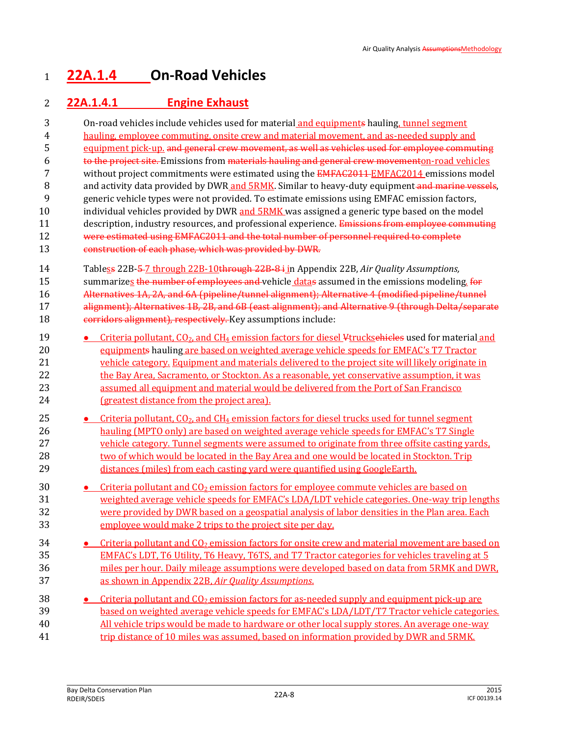# 22A.1.4 On-Road Vehicles

## 22A.1.4.1 Engine Exhaust

On-road vehicles include vehicles used for material and equipments hauling, tunnel segment hauling, employee commuting, onsite crew and material movement, and as-needed supply and equipment pick-up. and general crew movement, as well as vehicles used for employee commuting to the project site. Emissions from materials hauling and general crew movementon-road vehicles without project commitments were estimated using the EMFAC2011 EMFAC2014 emissions model and activity data provided by DWR and 5RMK. Similar to heavy-duty equipment and marine vessels, generic vehicle types were not provided. To estimate emissions using EMFAC emission factors, individual vehicles provided by DWR and 5RMK was assigned a generic type based on the model description, industry resources, and professional experience. Emissions from employee commuting were estimated using EMFAC2011 and the total number of personnel required to complete construction of each phase, which was provided by DWR.

Tabless 22B-5 7 through 22B-10through 22B-8 i in Appendix 22B, *Air Quality Assumptions,* summarizes the number of employees and vehicle datas assumed in the emissions modeling. for Alternatives 1A, 2A, and 6A (pipeline/tunnel alignment); Alternative 4 (modified pipeline/tunnel alignment); Alternatives 1B, 2B, and 6B (east alignment); and Alternative 9 (through Delta/separate corridors alignment), respectively. Key assumptions include:

- Criteria pollutant, $CO_2$, and $CH_4$ emission factors for diesel Vtrucksehicles used for material and equipments hauling are based on weighted average vehicle speeds for EMFAC's T7 Tractor vehicle category. Equipment and materials delivered to the project site will likely originate in the Bay Area, Sacramento, or Stockton. As a reasonable, yet conservative assumption, it was assumed all equipment and material would be delivered from the Port of San Francisco (greatest distance from the project area).
- Criteria pollutant, $CO_2$, and $CH_4$ emission factors for diesel trucks used for tunnel segment hauling (MPTO only) are based on weighted average vehicle speeds for EMFAC's T7 Single vehicle category. Tunnel segments were assumed to originate from three offsite casting yards, two of which would be located in the Bay Area and one would be located in Stockton. Trip distances (miles) from each casting yard were quantified using GoogleEarth.
- Criteria pollutant and $CO_2$ emission factors for employee commute vehicles are based on weighted average vehicle speeds for EMFAC's LDA/LDT vehicle categories. One-way trip lengths were provided by DWR based on a geospatial analysis of labor densities in the Plan area. Each employee would make 2 trips to the project site per day.
- Criteria pollutant and $CO_2$ emission factors for onsite crew and material movement are based on EMFAC's LDT, T6 Utility, T6 Heavy, T6TS, and T7 Tractor categories for vehicles traveling at 5 miles per hour. Daily mileage assumptions were developed based on data from 5RMK and DWR, as shown in Appendix 22B, *Air Quality Assumptions.*
- Criteria pollutant and $CO_2$ emission factors for as-needed supply and equipment pick-up are based on weighted average vehicle speeds for EMFAC's LDA/LDT/T7 Tractor vehicle categories. All vehicle trips would be made to hardware or other local supply stores. An average one-way trip distance of 10 miles was assumed, based on information provided by DWR and 5RMK.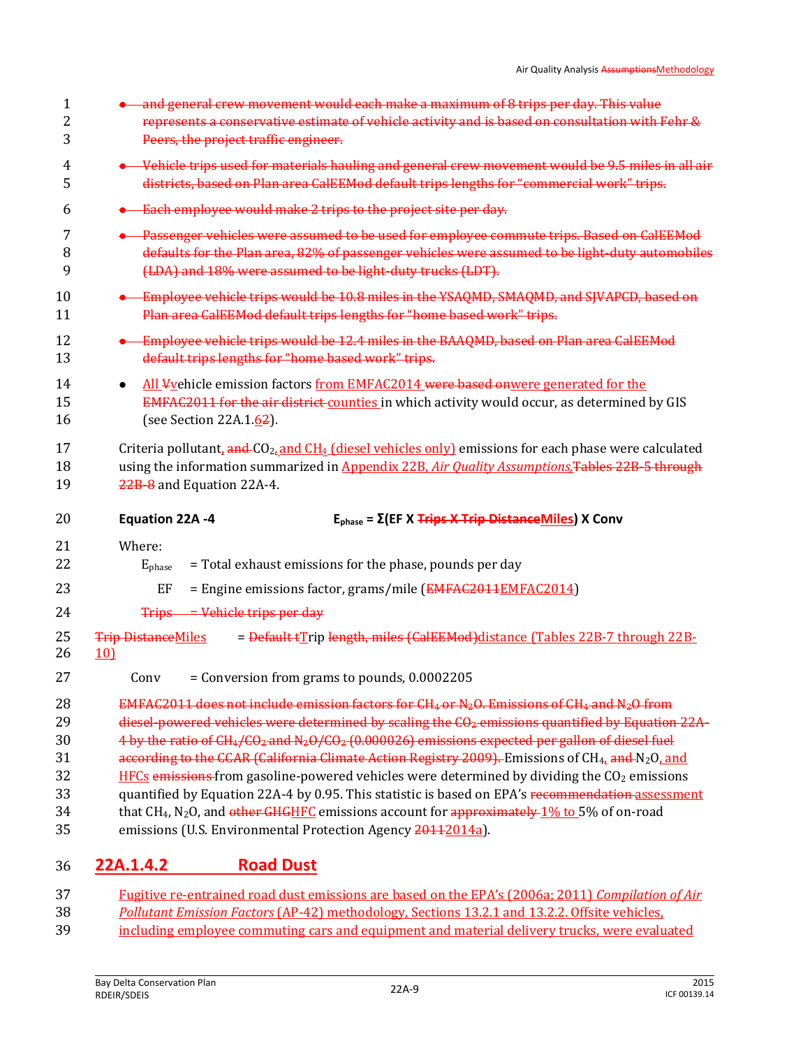- and general crew movement would each make a maximum of 8 trips per day. This value represents a conservative estimate of vehicle activity and is based on consultation with Fehr & Peers, the project traffic engineer.
- Vehicle trips used for materials hauling and general crew movement would be 9.5 miles in all air districts, based on Plan area CalEEMod default trips lengths for "commercial work" trips.
- Each employee would make 2 trips to the project site per day.
- Passenger vehicles were assumed to be used for employee commute trips. Based on CalEEMod defaults for the Plan area, 82% of passenger vehicles were assumed to be light-duty automobiles (LDA) and 18% were assumed to be light-duty trucks (LDT).
- Employee vehicle trips would be 10.8 miles in the YSAQMD, SMAQMD, and SJVAPCD, based on Plan area CalEEMod default trips lengths for "home based work" trips.
- Employee vehicle trips would be 12.4 miles in the BAAQMD, based on Plan area CalEEMod default trips lengths for "home based work" trips.
- All Vvehicle emission factors from EMFAC2014 were based onwere generated for the EMFAC2011 for the air district counties in which activity would occur, as determined by GIS (see Section 22A.1.62).

Criteria pollutant, and $CO_2$, and $CH_4$ (diesel vehicles only) emissions for each phase were calculated using the information summarized in Appendix 22B, *Air Quality Assumptions,*Tables 22B-5 through 22B-8 and Equation 22A-4.

**Equation 22A -4** $$E_{phase} = \Sigma(EF \times \text{Trips} \times \text{Trip Distance}\text{Miles}) \times Conv$$

Where:

$E_{phase}$ = Total exhaust emissions for the phase, pounds per day

EF = Engine emissions factor, grams/mile (EMFAC2011EMFAC2014)

Trips = Vehicle trips per day

Trip DistanceMiles = Default tTrip length, miles (CalEEMod)distance (Tables 22B-7 through 22B-10)

Conv = Conversion from grams to pounds, 0.0002205

EMFAC2011 does not include emission factors for $CH_4$ or $N_2O$. Emissions of $CH_4$ and $N_2O$ from diesel-powered vehicles were determined by scaling the $CO_2$ emissions quantified by Equation 22A-4 by the ratio of $CH_4/CO_2$ and $N_2O/CO_2$ (0.000026) emissions expected per gallon of diesel fuel according to the CCAR (California Climate Action Registry 2009). Emissions of $CH_4$, and $N_2O$, and HFCs emissions from gasoline-powered vehicles were determined by dividing the $CO_2$ emissions quantified by Equation 22A-4 by 0.95. This statistic is based on EPA's recommendation assessment that $CH_4$, $N_2O$, and other GHGHFC emissions account for approximately 1% to 5% of on-road emissions (U.S. Environmental Protection Agency 20112014a).

## 22A.1.4.2 Road Dust

Fugitive re-entrained road dust emissions are based on the EPA's (2006a; 2011) *Compilation of Air Pollutant Emission Factors* (AP-42) methodology, Sections 13.2.1 and 13.2.2. Offsite vehicles, including employee commuting cars and equipment and material delivery trucks, were evaluated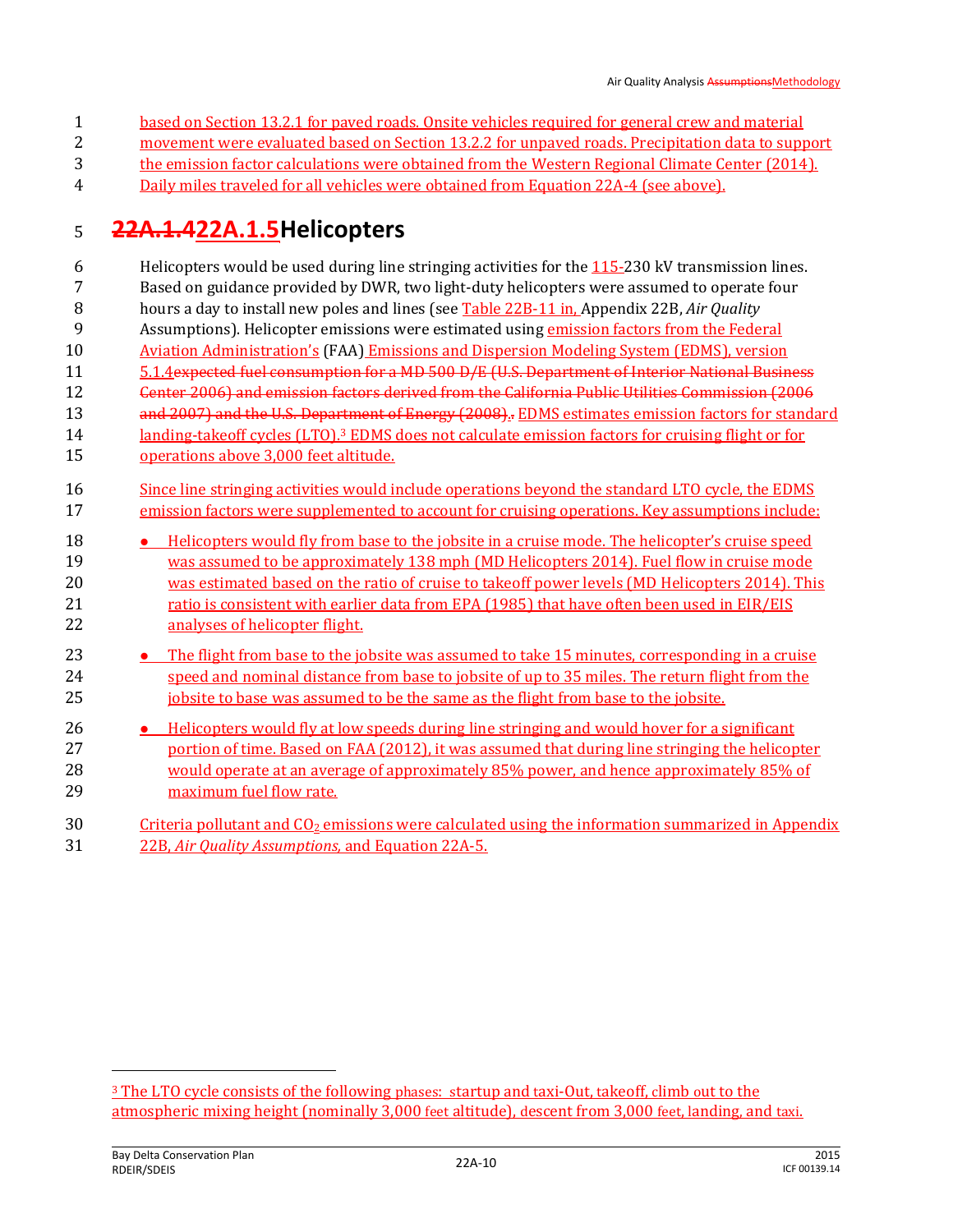based on Section 13.2.1 for paved roads. Onsite vehicles required for general crew and material movement were evaluated based on Section 13.2.2 for unpaved roads. Precipitation data to support the emission factor calculations were obtained from the Western Regional Climate Center (2014). Daily miles traveled for all vehicles were obtained from Equation 22A-4 (see above).

## ~~22A.1.4~~22A.1.5 Helicopters

Helicopters would be used during line stringing activities for the 115-230 kV transmission lines. Based on guidance provided by DWR, two light-duty helicopters were assumed to operate four hours a day to install new poles and lines (see Table 22B-11 in, Appendix 22B, *Air Quality Assumptions*). Helicopter emissions were estimated using emission factors from the Federal Aviation Administration's (FAA) Emissions and Dispersion Modeling System (EDMS), version 5.1.4~~expected fuel consumption for a MD 500 D/E (U.S. Department of Interior National Business Center 2006) and emission factors derived from the California Public Utilities Commission (2006 and 2007) and the U.S. Department of Energy (2008).~~. EDMS estimates emission factors for standard landing-takeoff cycles (LTO).[3] EDMS does not calculate emission factors for cruising flight or for operations above 3,000 feet altitude.

Since line stringing activities would include operations beyond the standard LTO cycle, the EDMS emission factors were supplemented to account for cruising operations. Key assumptions include:

- Helicopters would fly from base to the jobsite in a cruise mode. The helicopter's cruise speed was assumed to be approximately 138 mph (MD Helicopters 2014). Fuel flow in cruise mode was estimated based on the ratio of cruise to takeoff power levels (MD Helicopters 2014). This ratio is consistent with earlier data from EPA (1985) that have often been used in EIR/EIS analyses of helicopter flight.
- The flight from base to the jobsite was assumed to take 15 minutes, corresponding in a cruise speed and nominal distance from base to jobsite of up to 35 miles. The return flight from the jobsite to base was assumed to be the same as the flight from base to the jobsite.
- Helicopters would fly at low speeds during line stringing and would hover for a significant portion of time. Based on FAA (2012), it was assumed that during line stringing the helicopter would operate at an average of approximately 85% power, and hence approximately 85% of maximum fuel flow rate.

Criteria pollutant and $CO_2$ emissions were calculated using the information summarized in Appendix 22B, *Air Quality Assumptions*, and Equation 22A-5.

---

[3] The LTO cycle consists of the following phases: startup and taxi-Out, takeoff, climb out to the atmospheric mixing height (nominally 3,000 feet altitude), descent from 3,000 feet, landing, and taxi.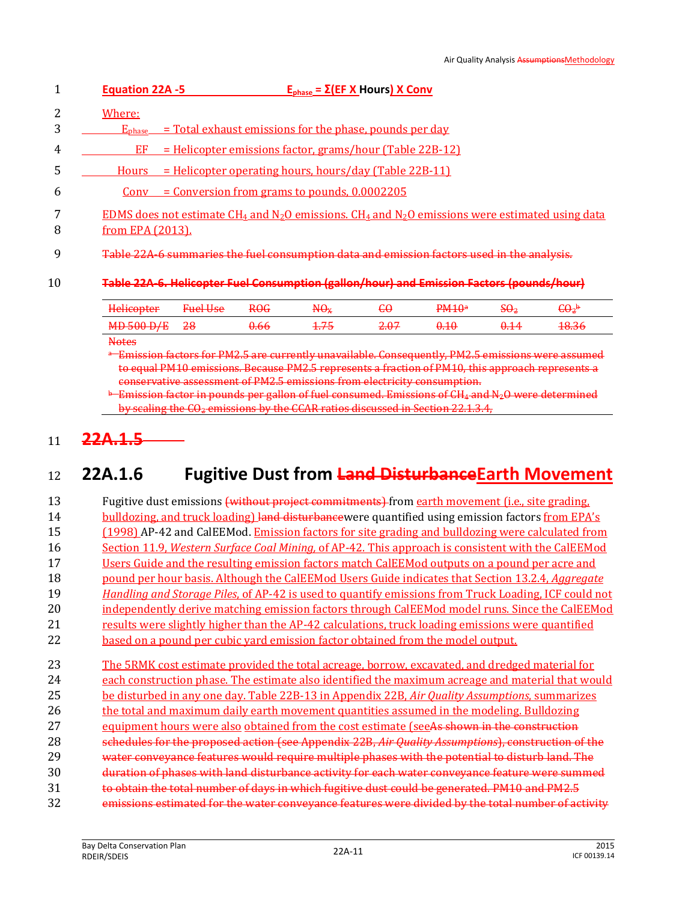**Equation 22A -5** $E_{phase} = \Sigma(EF \times Hours) \times Conv$

Where:

$E_{phase}$ = Total exhaust emissions for the phase, pounds per day

EF = Helicopter emissions factor, grams/hour (Table 22B-12)

Hours = Helicopter operating hours, hours/day (Table 22B-11)

Conv = Conversion from grams to pounds, 0.0002205

EDMS does not estimate $CH_4$ and $N_2O$ emissions. $CH_4$ and $N_2O$ emissions were estimated using data from EPA (2013).

~~Table 22A-6 summaries the fuel consumption data and emission factors used in the analysis.~~

~~**Table 22A-6. Helicopter Fuel Consumption (gallon/hour) and Emission Factors (pounds/hour)**~~

| ~~Helicopter~~ | ~~Fuel Use~~ | ~~ROG~~ | ~~$NO_x$~~ | ~~CO~~ | ~~PM10[a]~~ | ~~$SO_2$~~ | ~~$CO_2$[b]~~ |
|---|---|---|---|---|---|---|---|
| ~~MD 500 D/E~~ | ~~28~~ | ~~0.66~~ | ~~1.75~~ | ~~2.07~~ | ~~0.10~~ | ~~0.14~~ | ~~18.36~~ |

~~Notes~~

~~[a] Emission factors for PM2.5 are currently unavailable. Consequently, PM2.5 emissions were assumed to equal PM10 emissions. Because PM2.5 represents a fraction of PM10, this approach represents a conservative assessment of PM2.5 emissions from electricity consumption.~~

~~[b] Emission factor in pounds per gallon of fuel consumed. Emissions of $CH_4$ and $N_2O$ were determined by scaling the $CO_2$ emissions by the CCAR ratios discussed in Section 22.1.3.4.~~

## ~~22A.1.5~~

## 22A.1.6 Fugitive Dust from ~~Land Disturbance~~Earth Movement

Fugitive dust emissions ~~(without project commitments)~~ from earth movement (i.e., site grading, bulldozing, and truck loading) ~~land disturbance~~were quantified using emission factors from EPA's (1998) AP-42 and CalEEMod. Emission factors for site grading and bulldozing were calculated from Section 11.9, *Western Surface Coal Mining*, of AP-42. This approach is consistent with the CalEEMod Users Guide and the resulting emission factors match CalEEMod outputs on a pound per acre and pound per hour basis. Although the CalEEMod Users Guide indicates that Section 13.2.4, *Aggregate Handling and Storage Piles*, of AP-42 is used to quantify emissions from Truck Loading, ICF could not independently derive matching emission factors through CalEEMod model runs. Since the CalEEMod results were slightly higher than the AP-42 calculations, truck loading emissions were quantified based on a pound per cubic yard emission factor obtained from the model output.

The 5RMK cost estimate provided the total acreage, borrow, excavated, and dredged material for each construction phase. The estimate also identified the maximum acreage and material that would be disturbed in any one day. Table 22B-13 in Appendix 22B, *Air Quality Assumptions*, summarizes the total and maximum daily earth movement quantities assumed in the modeling. Bulldozing equipment hours were also obtained from the cost estimate (see~~As shown in the construction schedules for the proposed action (see Appendix 22B, *Air Quality Assumptions*), construction of the water conveyance features would require multiple phases with the potential to disturb land. The duration of phases with land disturbance activity for each water conveyance feature were summed to obtain the total number of days in which fugitive dust could be generated. PM10 and PM2.5 emissions estimated for the water conveyance features were divided by the total number of activity~~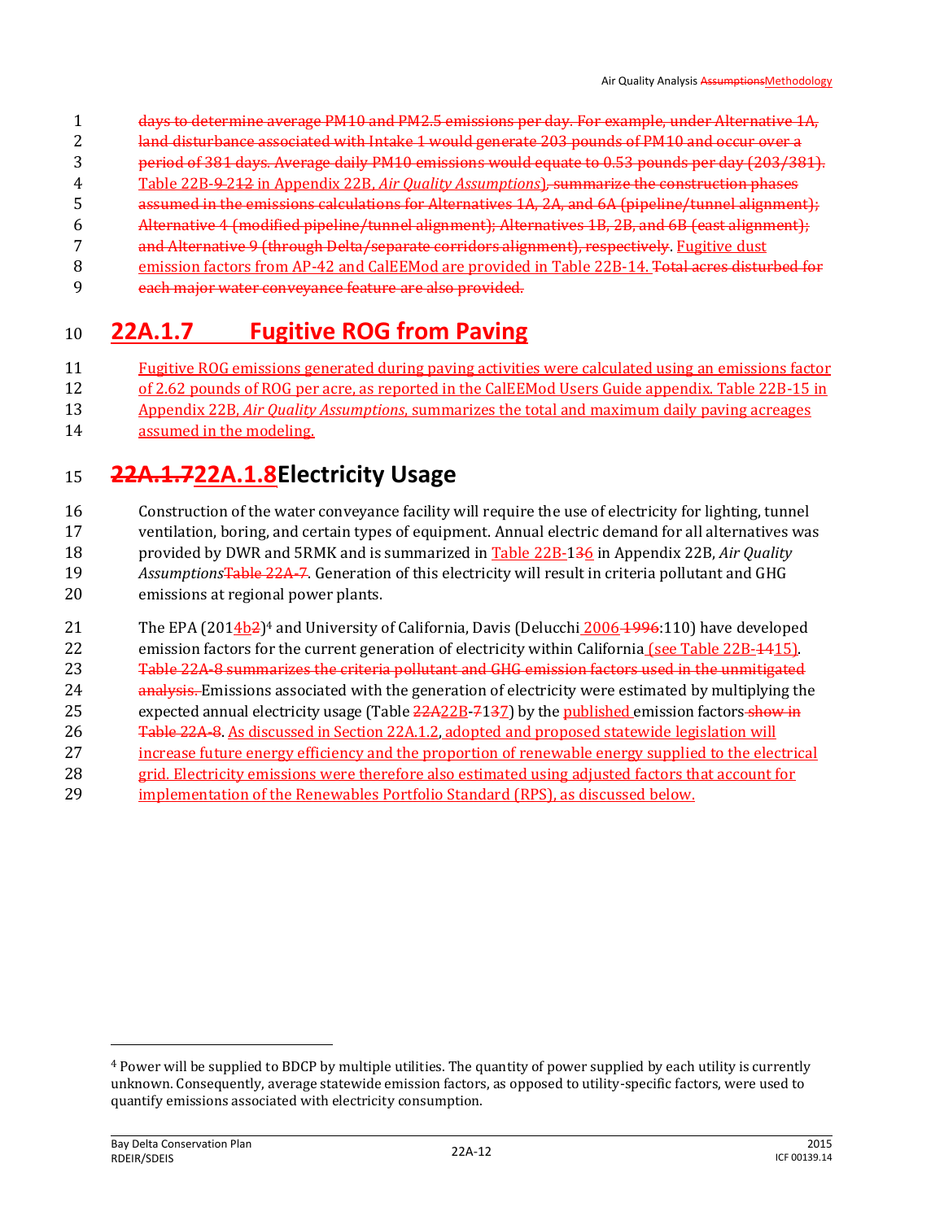days to determine average PM10 and PM2.5 emissions per day. For example, under Alternative 1A, land disturbance associated with Intake 1 would generate 203 pounds of PM10 and occur over a period of 381 days. Average daily PM10 emissions would equate to 0.53 pounds per day (203/381). Table 22B-9 212 in Appendix 22B, *Air Quality Assumptions*), summarize the construction phases assumed in the emissions calculations for Alternatives 1A, 2A, and 6A (pipeline/tunnel alignment); Alternative 4 (modified pipeline/tunnel alignment); Alternatives 1B, 2B, and 6B (east alignment); and Alternative 9 (through Delta/separate corridors alignment), respectively. Fugitive dust emission factors from AP-42 and CalEEMod are provided in Table 22B-14. Total acres disturbed for each major water conveyance feature are also provided.

## 22A.1.7 Fugitive ROG from Paving

Fugitive ROG emissions generated during paving activities were calculated using an emissions factor of 2.62 pounds of ROG per acre, as reported in the CalEEMod Users Guide appendix. Table 22B-15 in Appendix 22B, *Air Quality Assumptions*, summarizes the total and maximum daily paving acreages assumed in the modeling.

## 22A.1.7 22A.1.8 Electricity Usage

Construction of the water conveyance facility will require the use of electricity for lighting, tunnel ventilation, boring, and certain types of equipment. Annual electric demand for all alternatives was provided by DWR and 5RMK and is summarized in Table 22B-136 in Appendix 22B, *Air Quality Assumptions*Table 22A-7. Generation of this electricity will result in criteria pollutant and GHG emissions at regional power plants.

The EPA (2014b2)[4] and University of California, Davis (Delucchi 2006 1996:110) have developed emission factors for the current generation of electricity within California (see Table 22B-1415). Table 22A-8 summarizes the criteria pollutant and GHG emission factors used in the unmitigated analysis. Emissions associated with the generation of electricity were estimated by multiplying the expected annual electricity usage (Table 22A22B-7137) by the published emission factors show in Table 22A-8. As discussed in Section 22A.1.2, adopted and proposed statewide legislation will increase future energy efficiency and the proportion of renewable energy supplied to the electrical grid. Electricity emissions were therefore also estimated using adjusted factors that account for implementation of the Renewables Portfolio Standard (RPS), as discussed below.

---

[4] Power will be supplied to BDCP by multiple utilities. The quantity of power supplied by each utility is currently unknown. Consequently, average statewide emission factors, as opposed to utility-specific factors, were used to quantify emissions associated with electricity consumption.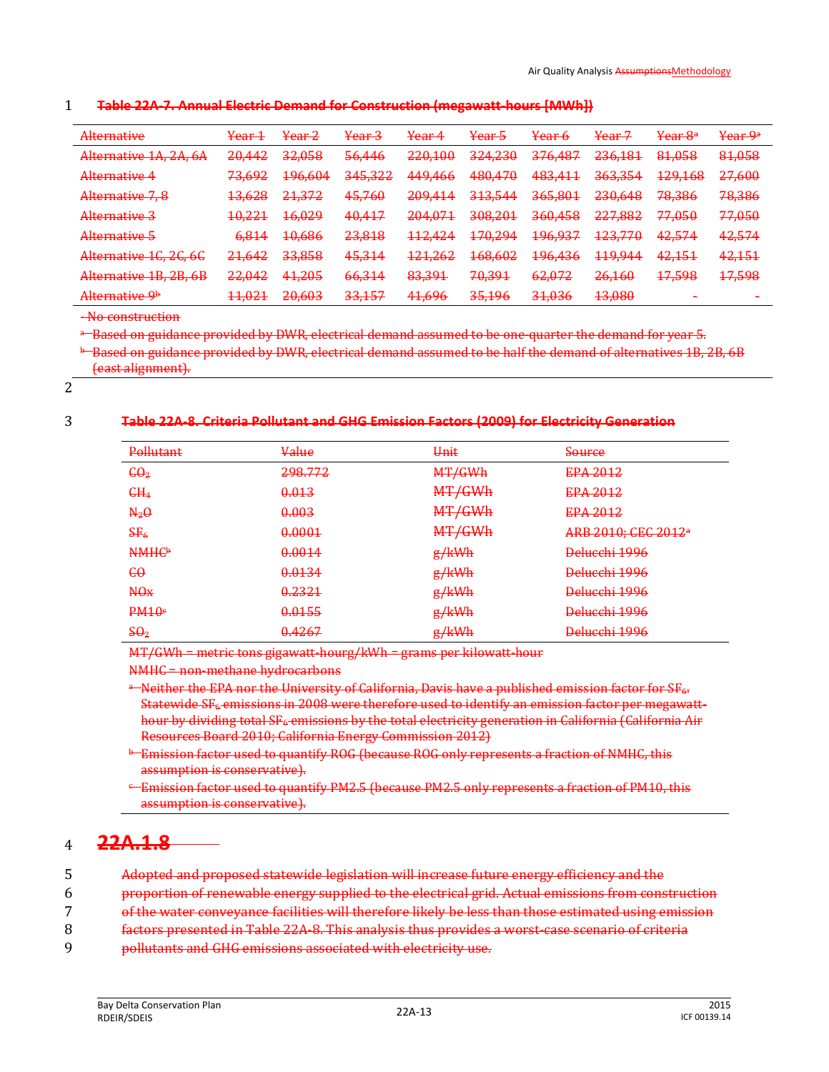**Table 22A-7. Annual Electric Demand for Construction (megawatt-hours [MWh])**

| Alternative | Year 1 | Year 2 | Year 3 | Year 4 | Year 5 | Year 6 | Year 7 | Year 8[a] | Year 9[a] |
|---|---|---|---|---|---|---|---|---|---|
| Alternative 1A, 2A, 6A | 20,442 | 32,058 | 56,446 | 220,100 | 324,230 | 376,487 | 236,181 | 81,058 | 81,058 |
| Alternative 4 | 73,692 | 196,604 | 345,322 | 449,466 | 480,470 | 483,411 | 363,354 | 129,168 | 27,600 |
| Alternative 7, 8 | 13,628 | 21,372 | 45,760 | 209,414 | 313,544 | 365,801 | 230,648 | 78,386 | 78,386 |
| Alternative 3 | 10,221 | 16,029 | 40,417 | 204,071 | 308,201 | 360,458 | 227,882 | 77,050 | 77,050 |
| Alternative 5 | 6,814 | 10,686 | 23,818 | 112,424 | 170,294 | 196,937 | 123,770 | 42,574 | 42,574 |
| Alternative 1C, 2C, 6C | 21,642 | 33,858 | 45,314 | 121,262 | 168,602 | 196,436 | 119,944 | 42,151 | 42,151 |
| Alternative 1B, 2B, 6B | 22,042 | 41,205 | 66,314 | 83,391 | 70,391 | 62,072 | 26,160 | 17,598 | 17,598 |
| Alternative 9[b] | 11,021 | 20,603 | 33,157 | 41,696 | 35,196 | 31,036 | 13,080 | - | - |

- No construction

[a] Based on guidance provided by DWR, electrical demand assumed to be one-quarter the demand for year 5.

[b] Based on guidance provided by DWR, electrical demand assumed to be half the demand of alternatives 1B, 2B, 6B (east alignment).

**Table 22A-8. Criteria Pollutant and GHG Emission Factors (2009) for Electricity Generation**

| Pollutant | Value | Unit | Source |
|---|---|---|---|
| $CO_2$ | 298.772 | MT/GWh | EPA 2012 |
| $CH_4$ | 0.013 | MT/GWh | EPA 2012 |
| $N_2O$ | 0.003 | MT/GWh | EPA 2012 |
| $SF_6$ | 0.0001 | MT/GWh | ARB 2010; CEC 2012[a] |
| NMHC[b] | 0.0014 | g/kWh | Delucchi 1996 |
| CO | 0.0134 | g/kWh | Delucchi 1996 |
| NOx | 0.2321 | g/kWh | Delucchi 1996 |
| PM10[c] | 0.0155 | g/kWh | Delucchi 1996 |
| $SO_2$ | 0.4267 | g/kWh | Delucchi 1996 |

MT/GWh = metric tons gigawatt-hourg/kWh = grams per kilowatt-hour

NMHC = non-methane hydrocarbons

[a] Neither the EPA nor the University of California, Davis have a published emission factor for $SF_6$. Statewide $SF_6$ emissions in 2008 were therefore used to identify an emission factor per megawatt-hour by dividing total $SF_6$ emissions by the total electricity generation in California (California Air Resources Board 2010; California Energy Commission 2012)

[b] Emission factor used to quantify ROG (because ROG only represents a fraction of NMHC, this assumption is conservative).

[c] Emission factor used to quantify PM2.5 (because PM2.5 only represents a fraction of PM10, this assumption is conservative).

## 22A.1.8

Adopted and proposed statewide legislation will increase future energy efficiency and the proportion of renewable energy supplied to the electrical grid. Actual emissions from construction of the water conveyance facilities will therefore likely be less than those estimated using emission factors presented in Table 22A-8. This analysis thus provides a worst-case scenario of criteria pollutants and GHG emissions associated with electricity use.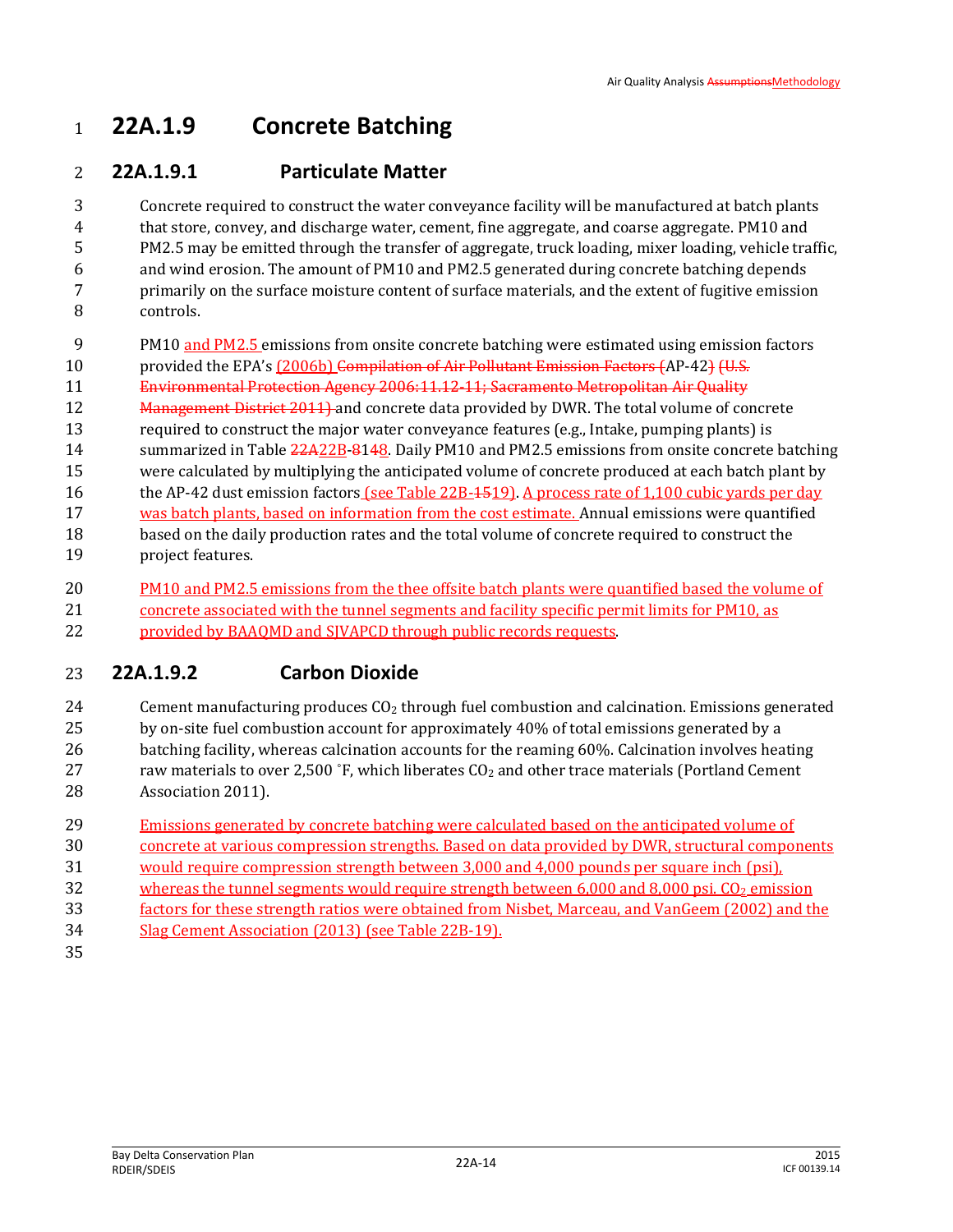# 22A.1.9 Concrete Batching

## 22A.1.9.1 Particulate Matter

Concrete required to construct the water conveyance facility will be manufactured at batch plants that store, convey, and discharge water, cement, fine aggregate, and coarse aggregate. PM10 and PM2.5 may be emitted through the transfer of aggregate, truck loading, mixer loading, vehicle traffic, and wind erosion. The amount of PM10 and PM2.5 generated during concrete batching depends primarily on the surface moisture content of surface materials, and the extent of fugitive emission controls.

PM10 and PM2.5 emissions from onsite concrete batching were estimated using emission factors provided the EPA's (2006b) ~~Compilation of Air Pollutant Emission Factors (~~AP-42~~) (U.S. Environmental Protection Agency 2006:11.12-11; Sacramento Metropolitan Air Quality Management District 2011)~~ and concrete data provided by DWR. The total volume of concrete required to construct the major water conveyance features (e.g., Intake, pumping plants) is summarized in Table ~~22A~~22B-~~8~~1~~4~~8. Daily PM10 and PM2.5 emissions from onsite concrete batching were calculated by multiplying the anticipated volume of concrete produced at each batch plant by the AP-42 dust emission factors (see Table 22B-~~15~~19). A process rate of 1,100 cubic yards per day was batch plants, based on information from the cost estimate. Annual emissions were quantified based on the daily production rates and the total volume of concrete required to construct the project features.

PM10 and PM2.5 emissions from the thee offsite batch plants were quantified based the volume of concrete associated with the tunnel segments and facility specific permit limits for PM10, as provided by BAAQMD and SJVAPCD through public records requests.

## 22A.1.9.2 Carbon Dioxide

Cement manufacturing produces $CO_2$ through fuel combustion and calcination. Emissions generated by on-site fuel combustion account for approximately 40% of total emissions generated by a batching facility, whereas calcination accounts for the reaming 60%. Calcination involves heating raw materials to over 2,500 ˚F, which liberates $CO_2$ and other trace materials (Portland Cement Association 2011).

Emissions generated by concrete batching were calculated based on the anticipated volume of concrete at various compression strengths. Based on data provided by DWR, structural components would require compression strength between 3,000 and 4,000 pounds per square inch (psi), whereas the tunnel segments would require strength between 6,000 and 8,000 psi. $CO_2$ emission factors for these strength ratios were obtained from Nisbet, Marceau, and VanGeem (2002) and the Slag Cement Association (2013) (see Table 22B-19).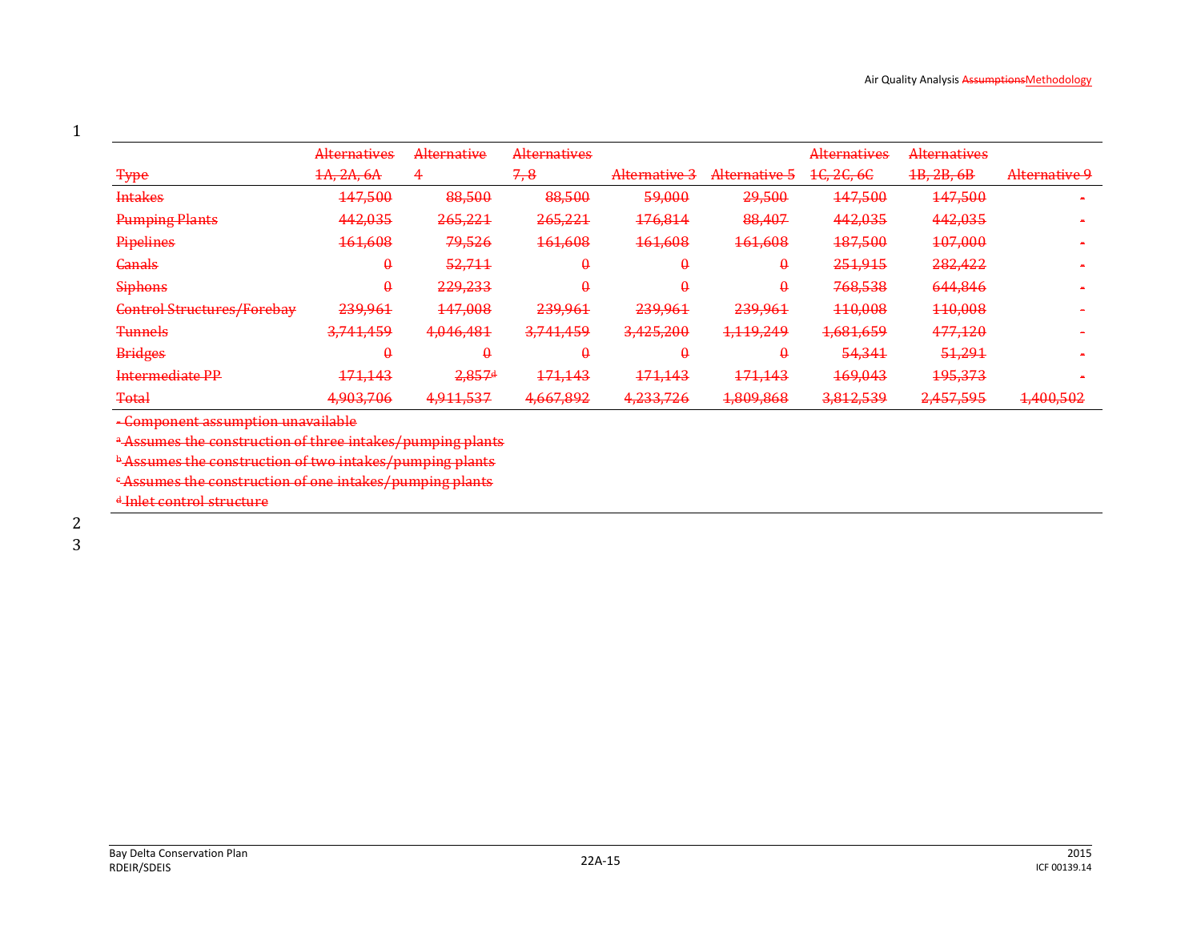| Type | Alternatives 1A, 2A, 6A | Alternative 4 | Alternatives 7, 8 | Alternative 3 | Alternative 5 | Alternatives 1C, 2C, 6C | Alternatives 1B, 2B, 6B | Alternative 9 |
|---|---|---|---|---|---|---|---|---|
| Intakes | 147,500 | 88,500 | 88,500 | 59,000 | 29,500 | 147,500 | 147,500 | - |
| Pumping Plants | 442,035 | 265,221 | 265,221 | 176,814 | 88,407 | 442,035 | 442,035 | - |
| Pipelines | 161,608 | 79,526 | 161,608 | 161,608 | 161,608 | 187,500 | 107,000 | - |
| Canals | 0 | 52,711 | 0 | 0 | 0 | 251,915 | 282,422 | - |
| Siphons | 0 | 229,233 | 0 | 0 | 0 | 768,538 | 644,846 | - |
| Control Structures/Forebay | 239,961 | 147,008 | 239,961 | 239,961 | 239,961 | 110,008 | 110,008 | - |
| Tunnels | 3,741,459 | 4,046,481 | 3,741,459 | 3,425,200 | 1,119,249 | 1,681,659 | 477,120 | - |
| Bridges | 0 | 0 | 0 | 0 | 0 | 54,341 | 51,291 | - |
| Intermediate PP | 171,143 | 2,857[d] | 171,143 | 171,143 | 171,143 | 169,043 | 195,373 | - |
| Total | 4,903,706 | 4,911,537 | 4,667,892 | 4,233,726 | 1,809,868 | 3,812,539 | 2,457,595 | 1,400,502 |

- Component assumption unavailable

[a] Assumes the construction of three intakes/pumping plants

[b] Assumes the construction of two intakes/pumping plants

[c] Assumes the construction of one intakes/pumping plants

[d] Inlet control structure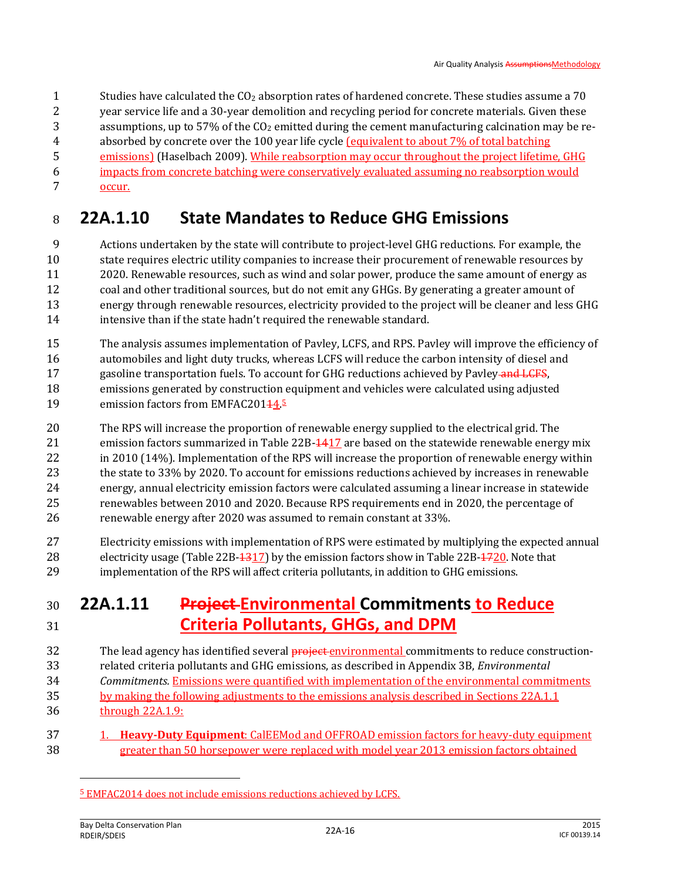Studies have calculated the $CO_2$ absorption rates of hardened concrete. These studies assume a 70 year service life and a 30-year demolition and recycling period for concrete materials. Given these assumptions, up to 57% of the $CO_2$ emitted during the cement manufacturing calcination may be re-absorbed by concrete over the 100 year life cycle (equivalent to about 7% of total batching emissions) (Haselbach 2009). While reabsorption may occur throughout the project lifetime, GHG impacts from concrete batching were conservatively evaluated assuming no reabsorption would occur.

## 22A.1.10 State Mandates to Reduce GHG Emissions

Actions undertaken by the state will contribute to project-level GHG reductions. For example, the state requires electric utility companies to increase their procurement of renewable resources by 2020. Renewable resources, such as wind and solar power, produce the same amount of energy as coal and other traditional sources, but do not emit any GHGs. By generating a greater amount of energy through renewable resources, electricity provided to the project will be cleaner and less GHG intensive than if the state hadn't required the renewable standard.

The analysis assumes implementation of Pavley, LCFS, and RPS. Pavley will improve the efficiency of automobiles and light duty trucks, whereas LCFS will reduce the carbon intensity of diesel and gasoline transportation fuels. To account for GHG reductions achieved by Pavley ~~and LCFS~~, emissions generated by construction equipment and vehicles were calculated using adjusted emission factors from EMFAC201~~1~~4.[5]

The RPS will increase the proportion of renewable energy supplied to the electrical grid. The emission factors summarized in Table 22B-~~14~~17 are based on the statewide renewable energy mix in 2010 (14%). Implementation of the RPS will increase the proportion of renewable energy within the state to 33% by 2020. To account for emissions reductions achieved by increases in renewable energy, annual electricity emission factors were calculated assuming a linear increase in statewide renewables between 2010 and 2020. Because RPS requirements end in 2020, the percentage of renewable energy after 2020 was assumed to remain constant at 33%.

Electricity emissions with implementation of RPS were estimated by multiplying the expected annual electricity usage (Table 22B-~~13~~17) by the emission factors show in Table 22B-~~17~~20. Note that implementation of the RPS will affect criteria pollutants, in addition to GHG emissions.

## 22A.1.11 ~~Project~~ Environmental Commitments to Reduce Criteria Pollutants, GHGs, and DPM

The lead agency has identified several ~~project~~ environmental commitments to reduce construction-related criteria pollutants and GHG emissions, as described in Appendix 3B, *Environmental Commitments.* Emissions were quantified with implementation of the environmental commitments by making the following adjustments to the emissions analysis described in Sections 22A.1.1 through 22A.1.9:

1. **Heavy-Duty Equipment**: CalEEMod and OFFROAD emission factors for heavy-duty equipment greater than 50 horsepower were replaced with model year 2013 emission factors obtained

---

[5] EMFAC2014 does not include emissions reductions achieved by LCFS.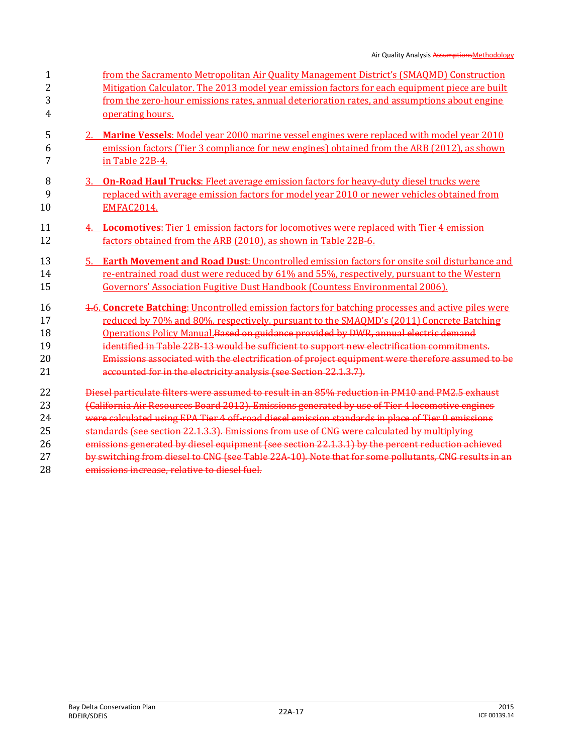from the Sacramento Metropolitan Air Quality Management District's (SMAQMD) Construction Mitigation Calculator. The 2013 model year emission factors for each equipment piece are built from the zero-hour emissions rates, annual deterioration rates, and assumptions about engine operating hours.

2. **Marine Vessels**: Model year 2000 marine vessel engines were replaced with model year 2010 emission factors (Tier 3 compliance for new engines) obtained from the ARB (2012), as shown in Table 22B-4.

3. **On-Road Haul Trucks**: Fleet average emission factors for heavy-duty diesel trucks were replaced with average emission factors for model year 2010 or newer vehicles obtained from EMFAC2014.

4. **Locomotives**: Tier 1 emission factors for locomotives were replaced with Tier 4 emission factors obtained from the ARB (2010), as shown in Table 22B-6.

5. **Earth Movement and Road Dust**: Uncontrolled emission factors for onsite soil disturbance and re-entrained road dust were reduced by 61% and 55%, respectively, pursuant to the Western Governors' Association Fugitive Dust Handbook (Countess Environmental 2006).

~~1.~~6. **Concrete Batching**: Uncontrolled emission factors for batching processes and active piles were reduced by 70% and 80%, respectively, pursuant to the SMAQMD's (2011) Concrete Batching Operations Policy Manual.~~Based on guidance provided by DWR, annual electric demand identified in Table 22B-13 would be sufficient to support new electrification commitments. Emissions associated with the electrification of project equipment were therefore assumed to be accounted for in the electricity analysis (see Section 22.1.3.7).~~

~~Diesel particulate filters were assumed to result in an 85% reduction in PM10 and PM2.5 exhaust (California Air Resources Board 2012). Emissions generated by use of Tier 4 locomotive engines were calculated using EPA Tier 4 off-road diesel emission standards in place of Tier 0 emissions standards (see section 22.1.3.3). Emissions from use of CNG were calculated by multiplying emissions generated by diesel equipment (see section 22.1.3.1) by the percent reduction achieved by switching from diesel to CNG (see Table 22A-10). Note that for some pollutants, CNG results in an emissions increase, relative to diesel fuel.~~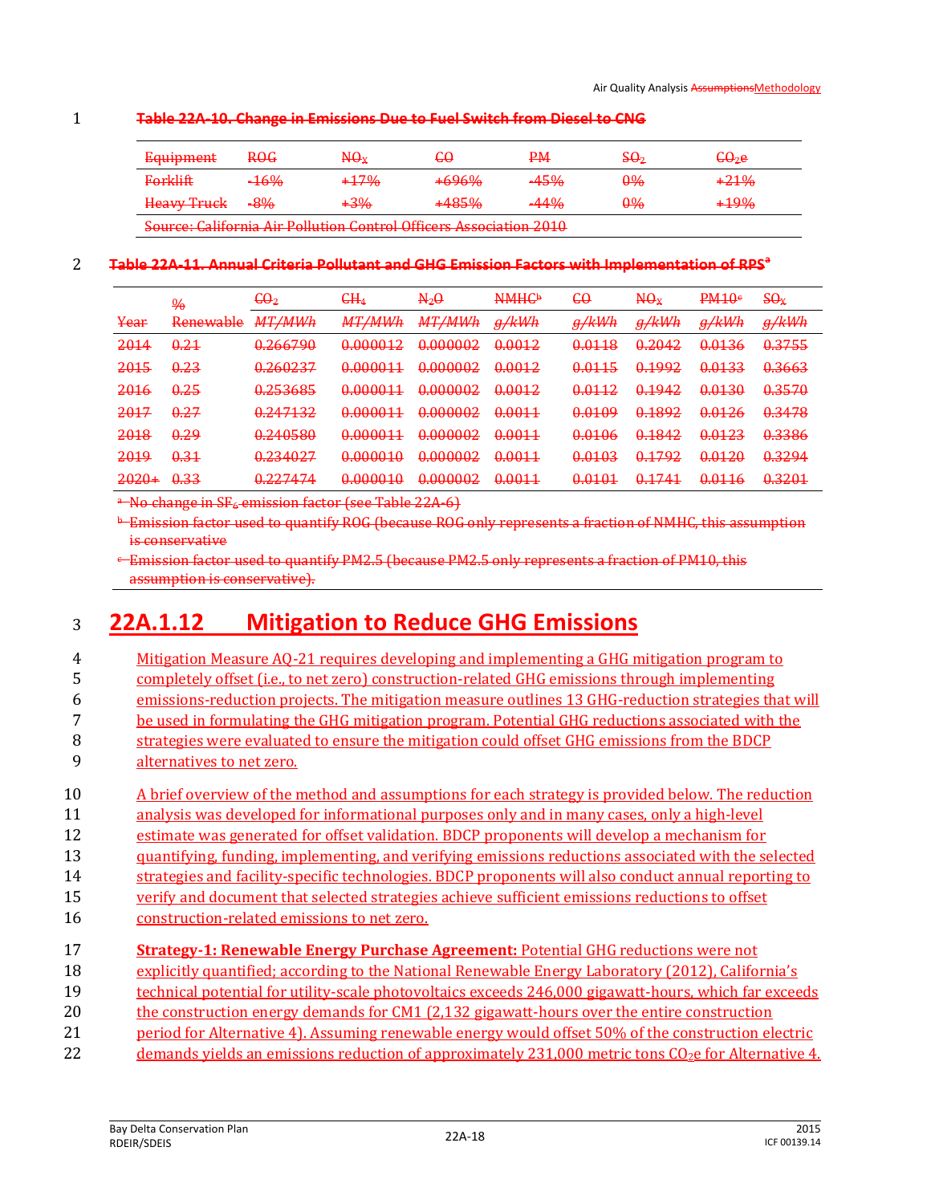~~Table 22A-10. Change in Emissions Due to Fuel Switch from Diesel to CNG~~

| ~~Equipment~~ | ~~ROG~~ | ~~$NO_X$~~ | ~~CO~~ | ~~PM~~ | ~~$SO_2$~~ | ~~$CO_2e$~~ |
|---|---|---|---|---|---|---|
| ~~Forklift~~ | ~~-16%~~ | ~~+17%~~ | ~~+696%~~ | ~~-45%~~ | ~~0%~~ | ~~+21%~~ |
| ~~Heavy Truck~~ | ~~-8%~~ | ~~+3%~~ | ~~+485%~~ | ~~-44%~~ | ~~0%~~ | ~~+19%~~ |

~~Source: California Air Pollution Control Officers Association 2010~~

~~Table 22A-11. Annual Criteria Pollutant and GHG Emission Factors with Implementation of RPS[a]~~

| ~~Year~~ | ~~% Renewable~~ | ~~$CO_2$ MT/MWh~~ | ~~$CH_4$ MT/MWh~~ | ~~$N_2O$ MT/MWh~~ | ~~NMHC[b] g/kWh~~ | ~~CO g/kWh~~ | ~~$NO_X$ g/kWh~~ | ~~PM10[c] g/kWh~~ | ~~$SO_X$ g/kWh~~ |
|---|---|---|---|---|---|---|---|---|---|
| ~~2014~~ | ~~0.21~~ | ~~0.266790~~ | ~~0.000012~~ | ~~0.000002~~ | ~~0.0012~~ | ~~0.0118~~ | ~~0.2042~~ | ~~0.0136~~ | ~~0.3755~~ |
| ~~2015~~ | ~~0.23~~ | ~~0.260237~~ | ~~0.000011~~ | ~~0.000002~~ | ~~0.0012~~ | ~~0.0115~~ | ~~0.1992~~ | ~~0.0133~~ | ~~0.3663~~ |
| ~~2016~~ | ~~0.25~~ | ~~0.253685~~ | ~~0.000011~~ | ~~0.000002~~ | ~~0.0012~~ | ~~0.0112~~ | ~~0.1942~~ | ~~0.0130~~ | ~~0.3570~~ |
| ~~2017~~ | ~~0.27~~ | ~~0.247132~~ | ~~0.000011~~ | ~~0.000002~~ | ~~0.0011~~ | ~~0.0109~~ | ~~0.1892~~ | ~~0.0126~~ | ~~0.3478~~ |
| ~~2018~~ | ~~0.29~~ | ~~0.240580~~ | ~~0.000011~~ | ~~0.000002~~ | ~~0.0011~~ | ~~0.0106~~ | ~~0.1842~~ | ~~0.0123~~ | ~~0.3386~~ |
| ~~2019~~ | ~~0.31~~ | ~~0.234027~~ | ~~0.000010~~ | ~~0.000002~~ | ~~0.0011~~ | ~~0.0103~~ | ~~0.1792~~ | ~~0.0120~~ | ~~0.3294~~ |
| ~~2020+~~ | ~~0.33~~ | ~~0.227474~~ | ~~0.000010~~ | ~~0.000002~~ | ~~0.0011~~ | ~~0.0101~~ | ~~0.1741~~ | ~~0.0116~~ | ~~0.3201~~ |

~~[a] No change in $SF_6$ emission factor (see Table 22A-6)~~

~~[b] Emission factor used to quantify ROG (because ROG only represents a fraction of NMHC, this assumption is conservative~~

~~[c] Emission factor used to quantify PM2.5 (because PM2.5 only represents a fraction of PM10, this assumption is conservative).~~

## 22A.1.12 Mitigation to Reduce GHG Emissions

Mitigation Measure AQ-21 requires developing and implementing a GHG mitigation program to completely offset (i.e., to net zero) construction-related GHG emissions through implementing emissions-reduction projects. The mitigation measure outlines 13 GHG-reduction strategies that will be used in formulating the GHG mitigation program. Potential GHG reductions associated with the strategies were evaluated to ensure the mitigation could offset GHG emissions from the BDCP alternatives to net zero.

A brief overview of the method and assumptions for each strategy is provided below. The reduction analysis was developed for informational purposes only and in many cases, only a high-level estimate was generated for offset validation. BDCP proponents will develop a mechanism for quantifying, funding, implementing, and verifying emissions reductions associated with the selected strategies and facility-specific technologies. BDCP proponents will also conduct annual reporting to verify and document that selected strategies achieve sufficient emissions reductions to offset construction-related emissions to net zero.

**Strategy-1: Renewable Energy Purchase Agreement:** Potential GHG reductions were not explicitly quantified; according to the National Renewable Energy Laboratory (2012), California's technical potential for utility-scale photovoltaics exceeds 246,000 gigawatt-hours, which far exceeds the construction energy demands for CM1 (2,132 gigawatt-hours over the entire construction period for Alternative 4). Assuming renewable energy would offset 50% of the construction electric demands yields an emissions reduction of approximately 231,000 metric tons $CO_2e$ for Alternative 4.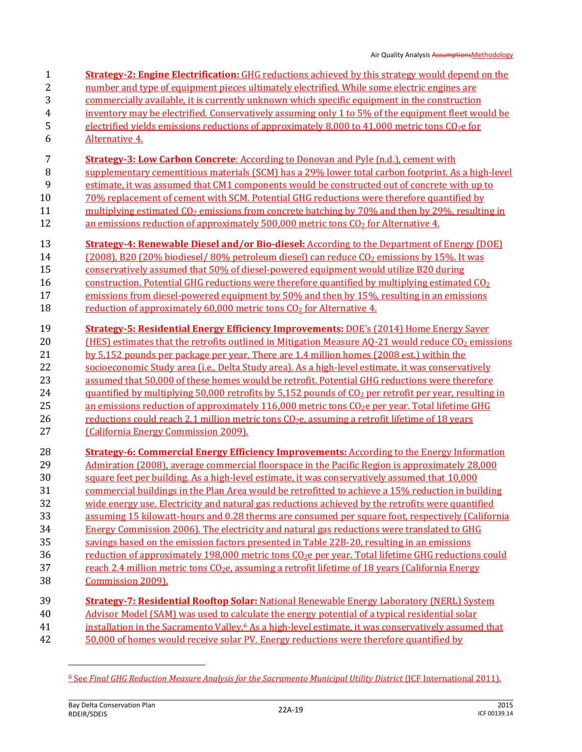**Strategy-2: Engine Electrification:** GHG reductions achieved by this strategy would depend on the number and type of equipment pieces ultimately electrified. While some electric engines are commercially available, it is currently unknown which specific equipment in the construction inventory may be electrified. Conservatively assuming only 1 to 5% of the equipment fleet would be electrified yields emissions reductions of approximately 8,000 to 41,000 metric tons $CO_2e$ for Alternative 4.

**Strategy-3: Low Carbon Concrete**: According to Donovan and Pyle (n.d.), cement with supplementary cementitious materials (SCM) has a 29% lower total carbon footprint. As a high-level estimate, it was assumed that CM1 components would be constructed out of concrete with up to 70% replacement of cement with SCM. Potential GHG reductions were therefore quantified by multiplying estimated $CO_2$ emissions from concrete batching by 70% and then by 29%, resulting in an emissions reduction of approximately 500,000 metric tons $CO_2$ for Alternative 4.

**Strategy-4: Renewable Diesel and/or Bio-diesel:** According to the Department of Energy (DOE) (2008), B20 (20% biodiesel/ 80% petroleum diesel) can reduce $CO_2$ emissions by 15%. It was conservatively assumed that 50% of diesel-powered equipment would utilize B20 during construction. Potential GHG reductions were therefore quantified by multiplying estimated $CO_2$ emissions from diesel-powered equipment by 50% and then by 15%, resulting in an emissions reduction of approximately 60,000 metric tons $CO_2$ for Alternative 4.

**Strategy-5: Residential Energy Efficiency Improvements:** DOE's (2014) Home Energy Saver (HES) estimates that the retrofits outlined in Mitigation Measure AQ-21 would reduce $CO_2$ emissions by 5,152 pounds per package per year. There are 1.4 million homes (2008 est.) within the socioeconomic Study area (i.e., Delta Study area). As a high-level estimate, it was conservatively assumed that 50,000 of these homes would be retrofit. Potential GHG reductions were therefore quantified by multiplying 50,000 retrofits by 5,152 pounds of $CO_2$ per retrofit per year, resulting in an emissions reduction of approximately 116,000 metric tons $CO_2e$ per year. Total lifetime GHG reductions could reach 2.1 million metric tons $CO_2e$, assuming a retrofit lifetime of 18 years (California Energy Commission 2009).

**Strategy-6: Commercial Energy Efficiency Improvements:** According to the Energy Information Admiration (2008), average commercial floorspace in the Pacific Region is approximately 28,000 square feet per building. As a high-level estimate, it was conservatively assumed that 10,000 commercial buildings in the Plan Area would be retrofitted to achieve a 15% reduction in building wide energy use. Electricity and natural gas reductions achieved by the retrofits were quantified assuming 15 kilowatt-hours and 0.28 therms are consumed per square foot, respectively (California Energy Commission 2006). The electricity and natural gas reductions were translated to GHG savings based on the emission factors presented in Table 22B-20, resulting in an emissions reduction of approximately 198,000 metric tons $CO_2e$ per year. Total lifetime GHG reductions could reach 2.4 million metric tons $CO_2e$, assuming a retrofit lifetime of 18 years (California Energy Commission 2009).

**Strategy-7: Residential Rooftop Solar:** National Renewable Energy Laboratory (NERL) System Advisor Model (SAM) was used to calculate the energy potential of a typical residential solar installation in the Sacramento Valley.[6] As a high-level estimate, it was conservatively assumed that 50,000 of homes would receive solar PV. Energy reductions were therefore quantified by

---

[6] See *Final GHG Reduction Measure Analysis for the Sacramento Municipal Utility District* (ICF International 2011).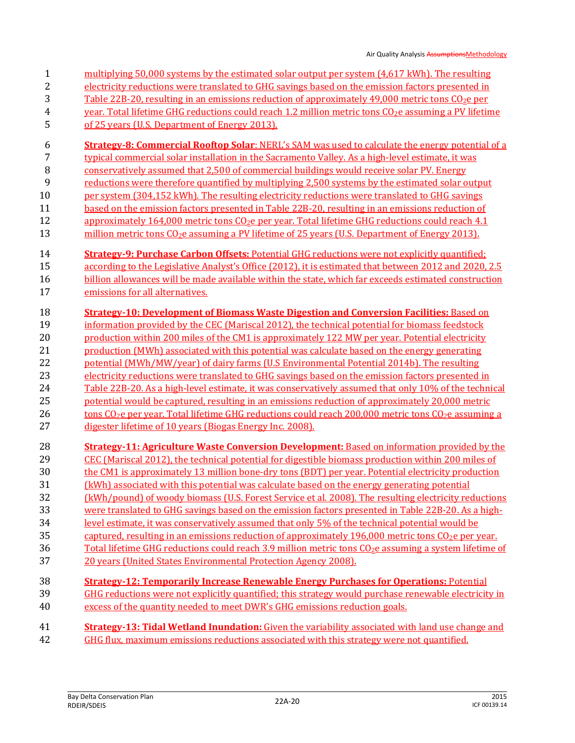multiplying 50,000 systems by the estimated solar output per system (4,617 kWh). The resulting electricity reductions were translated to GHG savings based on the emission factors presented in Table 22B-20, resulting in an emissions reduction of approximately 49,000 metric tons $CO_2$e per year. Total lifetime GHG reductions could reach 1.2 million metric tons $CO_2$e assuming a PV lifetime of 25 years (U.S. Department of Energy 2013).

**Strategy-8: Commercial Rooftop Solar**: NERL's SAM was used to calculate the energy potential of a typical commercial solar installation in the Sacramento Valley. As a high-level estimate, it was conservatively assumed that 2,500 of commercial buildings would receive solar PV. Energy reductions were therefore quantified by multiplying 2,500 systems by the estimated solar output per system (304,152 kWh). The resulting electricity reductions were translated to GHG savings based on the emission factors presented in Table 22B-20, resulting in an emissions reduction of approximately 164,000 metric tons $CO_2$e per year. Total lifetime GHG reductions could reach 4.1 million metric tons $CO_2$e assuming a PV lifetime of 25 years (U.S. Department of Energy 2013).

**Strategy-9: Purchase Carbon Offsets:** Potential GHG reductions were not explicitly quantified; according to the Legislative Analyst's Office (2012), it is estimated that between 2012 and 2020, 2.5 billion allowances will be made available within the state, which far exceeds estimated construction emissions for all alternatives.

**Strategy-10: Development of Biomass Waste Digestion and Conversion Facilities:** Based on information provided by the CEC (Mariscal 2012), the technical potential for biomass feedstock production within 200 miles of the CM1 is approximately 122 MW per year. Potential electricity production (MWh) associated with this potential was calculate based on the energy generating potential (MWh/MW/year) of dairy farms (U.S Environmental Potential 2014b). The resulting electricity reductions were translated to GHG savings based on the emission factors presented in Table 22B-20. As a high-level estimate, it was conservatively assumed that only 10% of the technical potential would be captured, resulting in an emissions reduction of approximately 20,000 metric tons $CO_2$e per year. Total lifetime GHG reductions could reach 200,000 metric tons $CO_2$e assuming a digester lifetime of 10 years (Biogas Energy Inc. 2008).

**Strategy-11: Agriculture Waste Conversion Development:** Based on information provided by the CEC (Mariscal 2012), the technical potential for digestible biomass production within 200 miles of the CM1 is approximately 13 million bone-dry tons (BDT) per year. Potential electricity production (kWh) associated with this potential was calculate based on the energy generating potential (kWh/pound) of woody biomass (U.S. Forest Service et al. 2008). The resulting electricity reductions were translated to GHG savings based on the emission factors presented in Table 22B-20. As a high-level estimate, it was conservatively assumed that only 5% of the technical potential would be captured, resulting in an emissions reduction of approximately 196,000 metric tons $CO_2$e per year. Total lifetime GHG reductions could reach 3.9 million metric tons $CO_2$e assuming a system lifetime of 20 years (United States Environmental Protection Agency 2008).

**Strategy-12: Temporarily Increase Renewable Energy Purchases for Operations:** Potential GHG reductions were not explicitly quantified; this strategy would purchase renewable electricity in excess of the quantity needed to meet DWR's GHG emissions reduction goals.

**Strategy-13: Tidal Wetland Inundation:** Given the variability associated with land use change and GHG flux, maximum emissions reductions associated with this strategy were not quantified.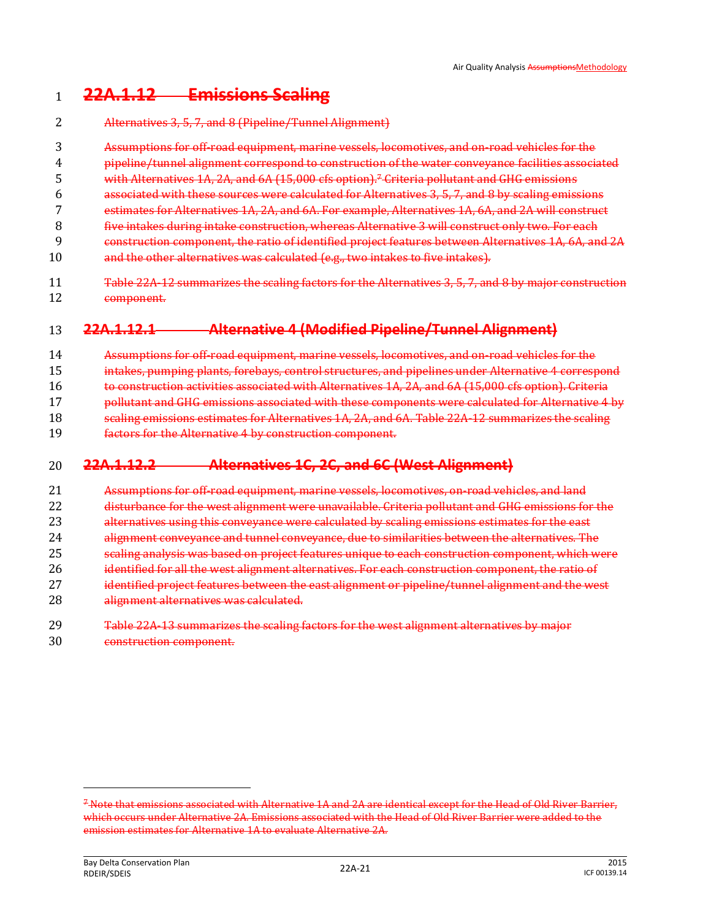## ~~22A.1.12 Emissions Scaling~~

~~Alternatives 3, 5, 7, and 8 (Pipeline/Tunnel Alignment)~~

~~Assumptions for off-road equipment, marine vessels, locomotives, and on-road vehicles for the pipeline/tunnel alignment correspond to construction of the water conveyance facilities associated with Alternatives 1A, 2A, and 6A (15,000 cfs option).[7] Criteria pollutant and GHG emissions associated with these sources were calculated for Alternatives 3, 5, 7, and 8 by scaling emissions estimates for Alternatives 1A, 2A, and 6A. For example, Alternatives 1A, 6A, and 2A will construct five intakes during intake construction, whereas Alternative 3 will construct only two. For each construction component, the ratio of identified project features between Alternatives 1A, 6A, and 2A and the other alternatives was calculated (e.g., two intakes to five intakes).~~

~~Table 22A-12 summarizes the scaling factors for the Alternatives 3, 5, 7, and 8 by major construction component.~~

### ~~22A.1.12.1 Alternative 4 (Modified Pipeline/Tunnel Alignment)~~

~~Assumptions for off-road equipment, marine vessels, locomotives, and on-road vehicles for the intakes, pumping plants, forebays, control structures, and pipelines under Alternative 4 correspond to construction activities associated with Alternatives 1A, 2A, and 6A (15,000 cfs option). Criteria pollutant and GHG emissions associated with these components were calculated for Alternative 4 by scaling emissions estimates for Alternatives 1A, 2A, and 6A. Table 22A-12 summarizes the scaling factors for the Alternative 4 by construction component.~~

### ~~22A.1.12.2 Alternatives 1C, 2C, and 6C (West Alignment)~~

~~Assumptions for off-road equipment, marine vessels, locomotives, on-road vehicles, and land disturbance for the west alignment were unavailable. Criteria pollutant and GHG emissions for the alternatives using this conveyance were calculated by scaling emissions estimates for the east alignment conveyance and tunnel conveyance, due to similarities between the alternatives. The scaling analysis was based on project features unique to each construction component, which were identified for all the west alignment alternatives. For each construction component, the ratio of identified project features between the east alignment or pipeline/tunnel alignment and the west alignment alternatives was calculated.~~

~~Table 22A-13 summarizes the scaling factors for the west alignment alternatives by major construction component.~~

---

~~[7] Note that emissions associated with Alternative 1A and 2A are identical except for the Head of Old River Barrier, which occurs under Alternative 2A. Emissions associated with the Head of Old River Barrier were added to the emission estimates for Alternative 1A to evaluate Alternative 2A.~~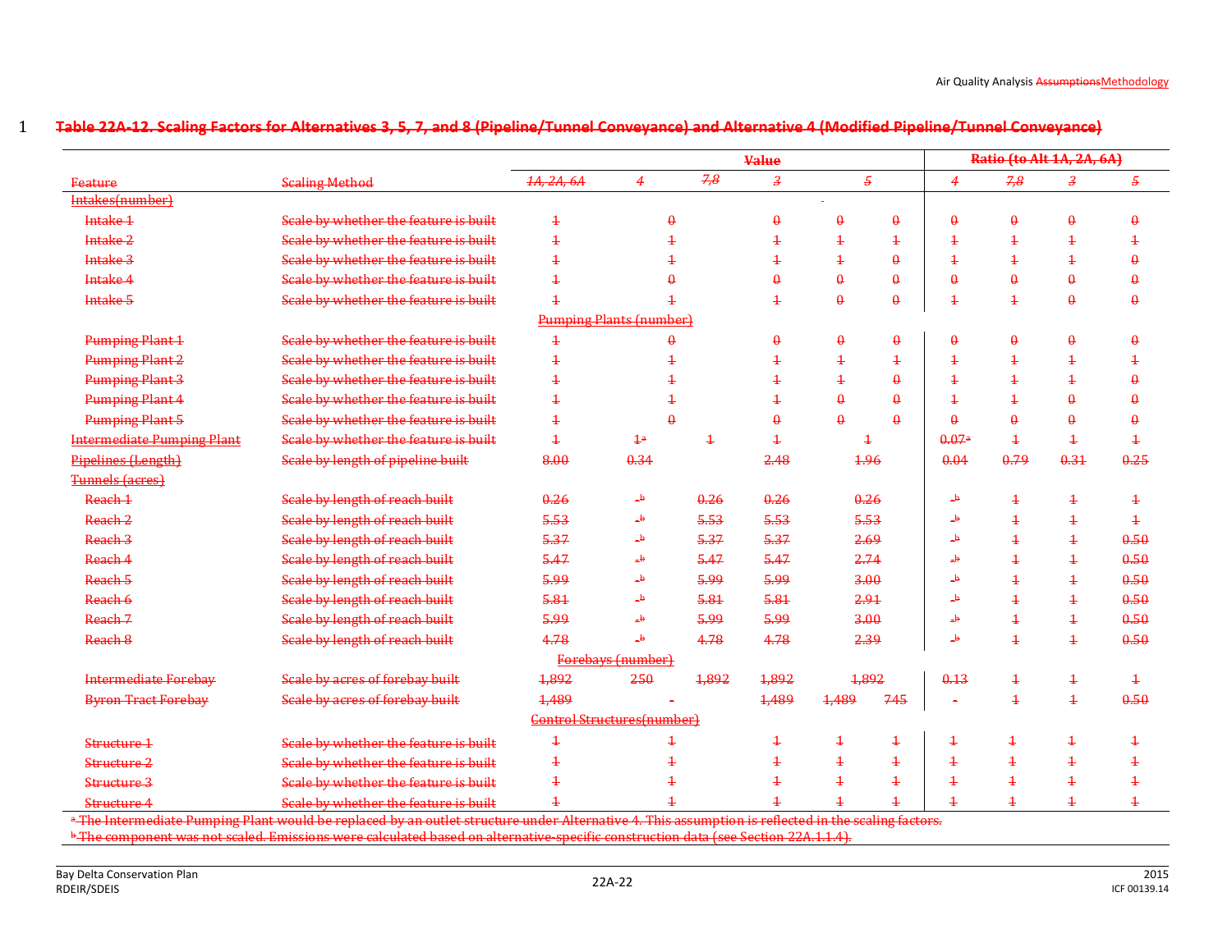~~Table 22A-12. Scaling Factors for Alternatives 3, 5, 7, and 8 (Pipeline/Tunnel Conveyance) and Alternative 4 (Modified Pipeline/Tunnel Conveyance)~~

| Feature | Scaling Method | Value | | | | | Ratio (to Alt 1A, 2A, 6A) | | | |
|---|---|---|---|---|---|---|---|---|---|---|
| | | *1A, 2A, 6A* | *4* | *7,8* | *3* | *5* | *4* | *7,8* | *3* | *5* |
| Intakes(number) | | | | | | | | | | |
| Intake 1 | Scale by whether the feature is built | 1 | 0 | 0 | 0 | 0 | 0 | 0 | 0 | 0 |
| Intake 2 | Scale by whether the feature is built | 1 | 1 | 1 | 1 | 1 | 1 | 1 | 1 | 1 |
| Intake 3 | Scale by whether the feature is built | 1 | 1 | 1 | 1 | 0 | 1 | 1 | 1 | 0 |
| Intake 4 | Scale by whether the feature is built | 1 | 0 | 0 | 0 | 0 | 0 | 0 | 0 | 0 |
| Intake 5 | Scale by whether the feature is built | 1 | 1 | 1 | 0 | 0 | 1 | 1 | 0 | 0 |
| Pumping Plants (number) | | | | | | | | | | |
| Pumping Plant 1 | Scale by whether the feature is built | 1 | 0 | 0 | 0 | 0 | 0 | 0 | 0 | 0 |
| Pumping Plant 2 | Scale by whether the feature is built | 1 | 1 | 1 | 1 | 1 | 1 | 1 | 1 | 1 |
| Pumping Plant 3 | Scale by whether the feature is built | 1 | 1 | 1 | 1 | 0 | 1 | 1 | 1 | 0 |
| Pumping Plant 4 | Scale by whether the feature is built | 1 | 1 | 1 | 0 | 0 | 1 | 1 | 0 | 0 |
| Pumping Plant 5 | Scale by whether the feature is built | 1 | 0 | 0 | 0 | 0 | 0 | 0 | 0 | 0 |
| Intermediate Pumping Plant | Scale by whether the feature is built | 1 | 1[a] | 1 | 1 | 1 | 0.07[a] | 1 | 1 | 1 |
| Pipelines (Length) | Scale by length of pipeline built | 8.00 | 0.34 | | 2.48 | 1.96 | 0.04 | 0.79 | 0.31 | 0.25 |
| Tunnels (acres) | | | | | | | | | | |
| Reach 1 | Scale by length of reach built | 0.26 | -[b] | 0.26 | 0.26 | 0.26 | -[b] | 1 | 1 | 1 |
| Reach 2 | Scale by length of reach built | 5.53 | -[b] | 5.53 | 5.53 | 5.53 | -[b] | 1 | 1 | 1 |
| Reach 3 | Scale by length of reach built | 5.37 | -[b] | 5.37 | 5.37 | 2.69 | -[b] | 1 | 1 | 0.50 |
| Reach 4 | Scale by length of reach built | 5.47 | -[b] | 5.47 | 5.47 | 2.74 | -[b] | 1 | 1 | 0.50 |
| Reach 5 | Scale by length of reach built | 5.99 | -[b] | 5.99 | 5.99 | 3.00 | -[b] | 1 | 1 | 0.50 |
| Reach 6 | Scale by length of reach built | 5.81 | -[b] | 5.81 | 5.81 | 2.91 | -[b] | 1 | 1 | 0.50 |
| Reach 7 | Scale by length of reach built | 5.99 | -[b] | 5.99 | 5.99 | 3.00 | -[b] | 1 | 1 | 0.50 |
| Reach 8 | Scale by length of reach built | 4.78 | -[b] | 4.78 | 4.78 | 2.39 | -[b] | 1 | 1 | 0.50 |
| Forebays (number) | | | | | | | | | | |
| Intermediate Forebay | Scale by acres of forebay built | 1,892 | 250 | 1,892 | 1,892 | 1,892 | 0.13 | 1 | 1 | 1 |
| Byron Tract Forebay | Scale by acres of forebay built | 1,489 | - | 1,489 | 1,489 | 745 | - | 1 | 1 | 0.50 |
| Control Structures(number) | | | | | | | | | | |
| Structure 1 | Scale by whether the feature is built | 1 | 1 | 1 | 1 | 1 | 1 | 1 | 1 | 1 |
| Structure 2 | Scale by whether the feature is built | 1 | 1 | 1 | 1 | 1 | 1 | 1 | 1 | 1 |
| Structure 3 | Scale by whether the feature is built | 1 | 1 | 1 | 1 | 1 | 1 | 1 | 1 | 1 |
| Structure 4 | Scale by whether the feature is built | 1 | 1 | 1 | 1 | 1 | 1 | 1 | 1 | 1 |

[a] The Intermediate Pumping Plant would be replaced by an outlet structure under Alternative 4. This assumption is reflected in the scaling factors.

[b] The component was not scaled. Emissions were calculated based on alternative-specific construction data (see Section 22A.1.1.4).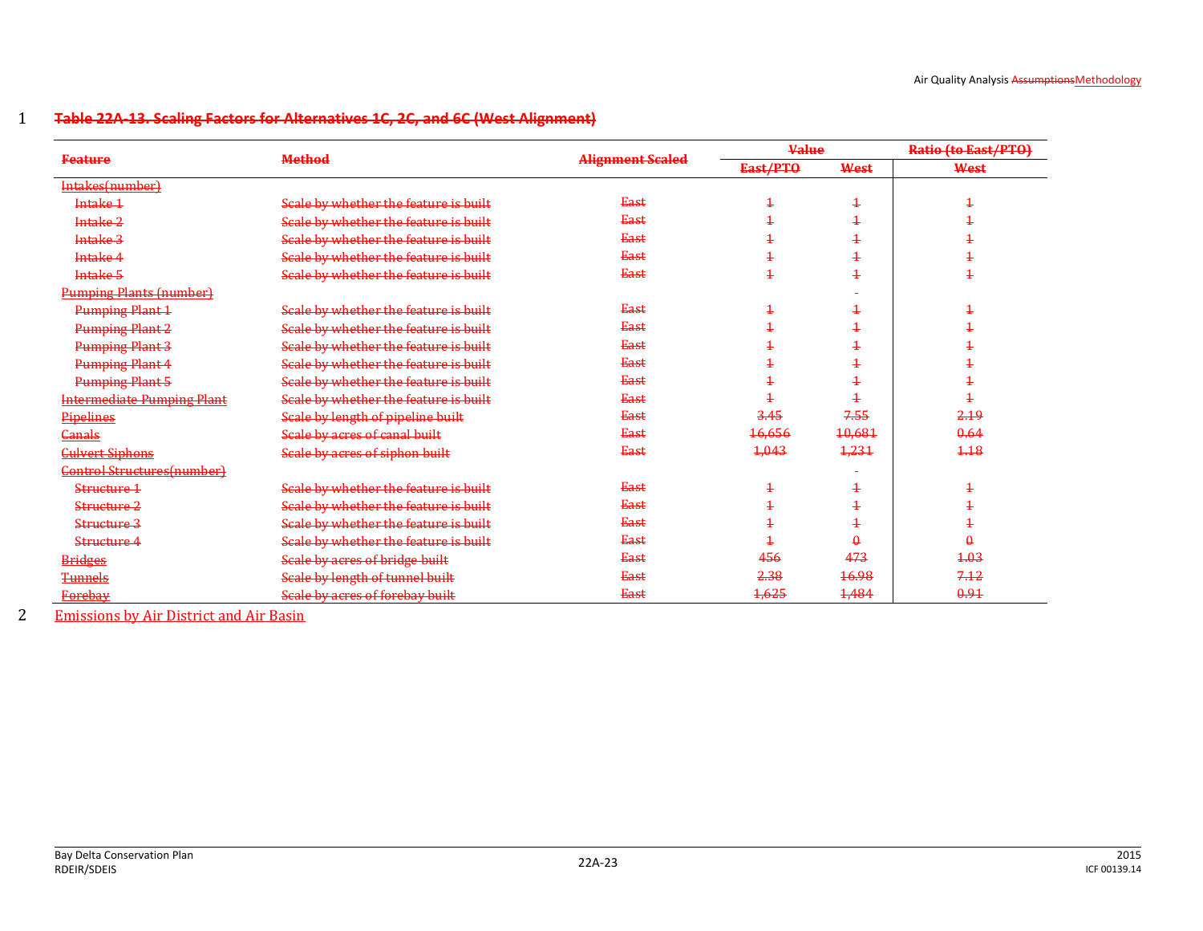**Table 22A-13. Scaling Factors for Alternatives 1C, 2C, and 6C (West Alignment)**

| Feature | Method | Alignment Scaled | Value | | Ratio (to East/PTO) |
|---|---|---|---|---|---|
| | | | East/PTO | West | West |
| Intakes(number) | | | | | |
| Intake 1 | Scale by whether the feature is built | East | 1 | 1 | 1 |
| Intake 2 | Scale by whether the feature is built | East | 1 | 1 | 1 |
| Intake 3 | Scale by whether the feature is built | East | 1 | 1 | 1 |
| Intake 4 | Scale by whether the feature is built | East | 1 | 1 | 1 |
| Intake 5 | Scale by whether the feature is built | East | 1 | 1 | 1 |
| Pumping Plants (number) | | | | - | |
| Pumping Plant 1 | Scale by whether the feature is built | East | 1 | 1 | 1 |
| Pumping Plant 2 | Scale by whether the feature is built | East | 1 | 1 | 1 |
| Pumping Plant 3 | Scale by whether the feature is built | East | 1 | 1 | 1 |
| Pumping Plant 4 | Scale by whether the feature is built | East | 1 | 1 | 1 |
| Pumping Plant 5 | Scale by whether the feature is built | East | 1 | 1 | 1 |
| Intermediate Pumping Plant | Scale by whether the feature is built | East | 1 | 1 | 1 |
| Pipelines | Scale by length of pipeline built | East | 3.45 | 7.55 | 2.19 |
| Canals | Scale by acres of canal built | East | 16,656 | 10,681 | 0.64 |
| Culvert Siphons | Scale by acres of siphon built | East | 1,043 | 1,231 | 1.18 |
| Control Structures(number) | | | | - | |
| Structure 1 | Scale by whether the feature is built | East | 1 | 1 | 1 |
| Structure 2 | Scale by whether the feature is built | East | 1 | 1 | 1 |
| Structure 3 | Scale by whether the feature is built | East | 1 | 1 | 1 |
| Structure 4 | Scale by whether the feature is built | East | 1 | 0 | 0 |
| Bridges | Scale by acres of bridge built | East | 456 | 473 | 1.03 |
| Tunnels | Scale by length of tunnel built | East | 2.38 | 16.98 | 7.12 |
| Forebay | Scale by acres of forebay built | East | 1,625 | 1,484 | 0.91 |

Emissions by Air District and Air Basin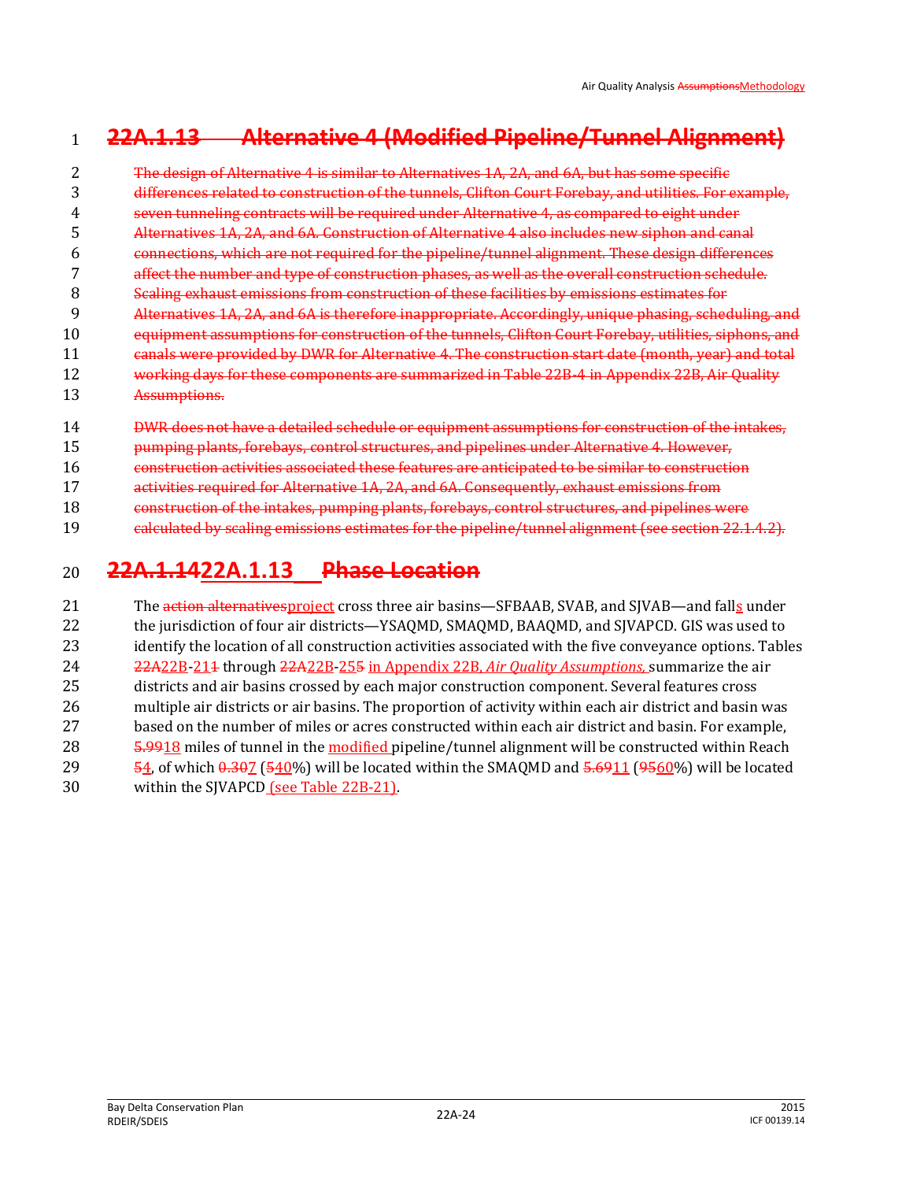## ~~22A.1.13 Alternative 4 (Modified Pipeline/Tunnel Alignment)~~

~~The design of Alternative 4 is similar to Alternatives 1A, 2A, and 6A, but has some specific differences related to construction of the tunnels, Clifton Court Forebay, and utilities. For example, seven tunneling contracts will be required under Alternative 4, as compared to eight under Alternatives 1A, 2A, and 6A. Construction of Alternative 4 also includes new siphon and canal connections, which are not required for the pipeline/tunnel alignment. These design differences affect the number and type of construction phases, as well as the overall construction schedule. Scaling exhaust emissions from construction of these facilities by emissions estimates for Alternatives 1A, 2A, and 6A is therefore inappropriate. Accordingly, unique phasing, scheduling, and equipment assumptions for construction of the tunnels, Clifton Court Forebay, utilities, siphons, and canals were provided by DWR for Alternative 4. The construction start date (month, year) and total working days for these components are summarized in Table 22B-4 in Appendix 22B, Air Quality Assumptions.~~

~~DWR does not have a detailed schedule or equipment assumptions for construction of the intakes, pumping plants, forebays, control structures, and pipelines under Alternative 4. However, construction activities associated these features are anticipated to be similar to construction activities required for Alternative 1A, 2A, and 6A. Consequently, exhaust emissions from construction of the intakes, pumping plants, forebays, control structures, and pipelines were calculated by scaling emissions estimates for the pipeline/tunnel alignment (see section 22.1.4.2).~~

## ~~22A.1.14~~22A.1.13 ~~Phase Location~~

The ~~action alternatives~~project cross three air basins—SFBAAB, SVAB, and SJVAB—and falls under the jurisdiction of four air districts—YSAQMD, SMAQMD, BAAQMD, and SJVAPCD. GIS was used to identify the location of all construction activities associated with the five conveyance options. Tables ~~22A~~22B-~~1~~21 through ~~22A~~22B-~~5~~25 in Appendix 22B, *Air Quality Assumptions,* summarize the air districts and air basins crossed by each major construction component. Several features cross multiple air districts or air basins. The proportion of activity within each air district and basin was based on the number of miles or acres constructed within each air district and basin. For example, ~~5.99~~18 miles of tunnel in the modified pipeline/tunnel alignment will be constructed within Reach ~~5~~4, of which ~~0.30~~7 (~~5~~40%) will be located within the SMAQMD and ~~5.69~~11 (~~95~~60%) will be located within the SJVAPCD (see Table 22B-21).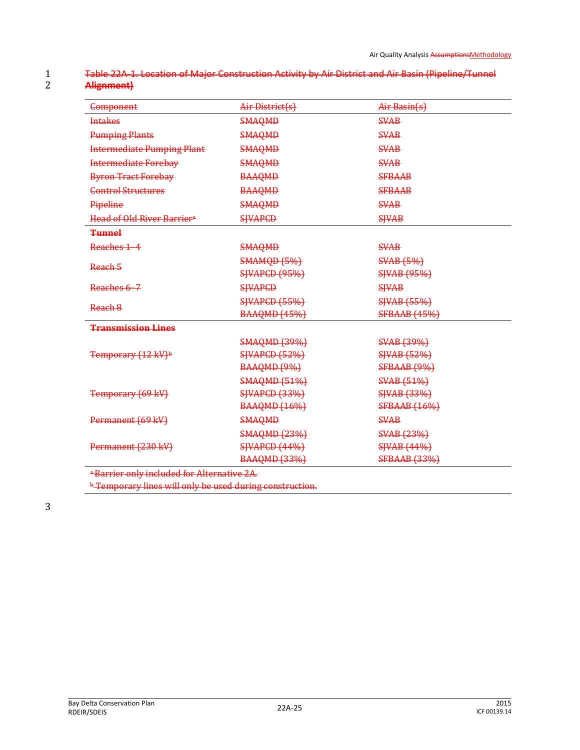Table 22A-1. Location of Major Construction Activity by Air District and Air Basin (Pipeline/Tunnel Alignment)

| Component | Air District(s) | Air Basin(s) |
|---|---|---|
| Intakes | SMAQMD | SVAB |
| Pumping Plants | SMAQMD | SVAB |
| Intermediate Pumping Plant | SMAQMD | SVAB |
| Intermediate Forebay | SMAQMD | SVAB |
| Byron Tract Forebay | BAAQMD | SFBAAB |
| Control Structures | BAAQMD | SFBAAB |
| Pipeline | SMAQMD | SVAB |
| Head of Old River Barrier[a] | SJVAPCD | SJVAB |
| **Tunnel** | | |
| Reaches 1–4 | SMAQMD | SVAB |
| Reach 5 | SMAMQD (5%)<br>SJVAPCD (95%) | SVAB (5%)<br>SJVAB (95%) |
| Reaches 6–7 | SJVAPCD | SJVAB |
| Reach 8 | SJVAPCD (55%)<br>BAAQMD (45%) | SJVAB (55%)<br>SFBAAB (45%) |
| **Transmission Lines** | | |
| Temporary (12 kV)[b] | SMAQMD (39%)<br>SJVAPCD (52%)<br>BAAQMD (9%) | SVAB (39%)<br>SJVAB (52%)<br>SFBAAB (9%) |
| Temporary (69 kV) | SMAQMD (51%)<br>SJVAPCD (33%)<br>BAAQMD (16%) | SVAB (51%)<br>SJVAB (33%)<br>SFBAAB (16%) |
| Permanent (69 kV) | SMAQMD | SVAB |
| Permanent (230 kV) | SMAQMD (23%)<br>SJVAPCD (44%)<br>BAAQMD (33%) | SVAB (23%)<br>SJVAB (44%)<br>SFBAAB (33%) |

[a] Barrier only included for Alternative 2A.

[b] Temporary lines will only be used during construction.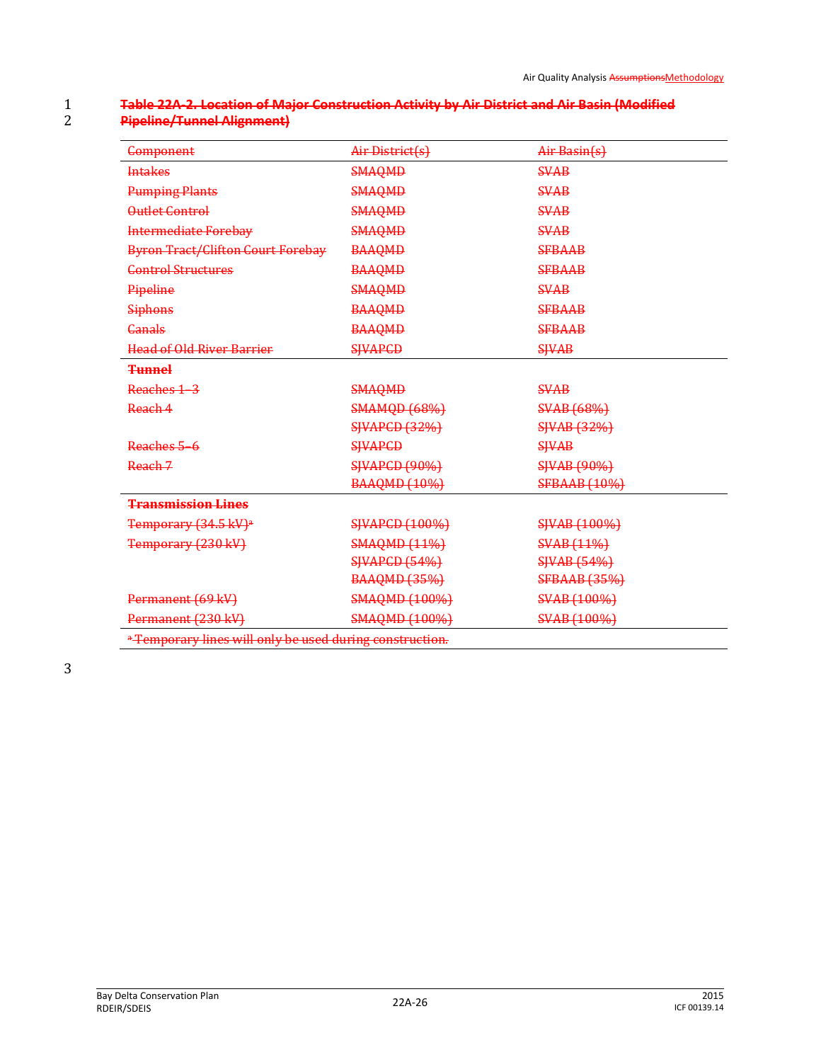**Table 22A-2. Location of Major Construction Activity by Air District and Air Basin (Modified Pipeline/Tunnel Alignment)**

| Component | Air District(s) | Air Basin(s) |
|---|---|---|
| Intakes | SMAQMD | SVAB |
| Pumping Plants | SMAQMD | SVAB |
| Outlet Control | SMAQMD | SVAB |
| Intermediate Forebay | SMAQMD | SVAB |
| Byron Tract/Clifton Court Forebay | BAAQMD | SFBAAB |
| Control Structures | BAAQMD | SFBAAB |
| Pipeline | SMAQMD | SVAB |
| Siphons | BAAQMD | SFBAAB |
| Canals | BAAQMD | SFBAAB |
| Head of Old River Barrier | SJVAPCD | SJVAB |
| **Tunnel** | | |
| Reaches 1–3 | SMAQMD | SVAB |
| Reach 4 | SMAMQD (68%) | SVAB (68%) |
| | SJVAPCD (32%) | SJVAB (32%) |
| Reaches 5–6 | SJVAPCD | SJVAB |
| Reach 7 | SJVAPCD (90%) | SJVAB (90%) |
| | BAAQMD (10%) | SFBAAB (10%) |
| **Transmission Lines** | | |
| Temporary (34.5 kV)[a] | SJVAPCD (100%) | SJVAB (100%) |
| Temporary (230 kV) | SMAQMD (11%) | SVAB (11%) |
| | SJVAPCD (54%) | SJVAB (54%) |
| | BAAQMD (35%) | SFBAAB (35%) |
| Permanent (69 kV) | SMAQMD (100%) | SVAB (100%) |
| Permanent (230 kV) | SMAQMD (100%) | SVAB (100%) |

[a] Temporary lines will only be used during construction.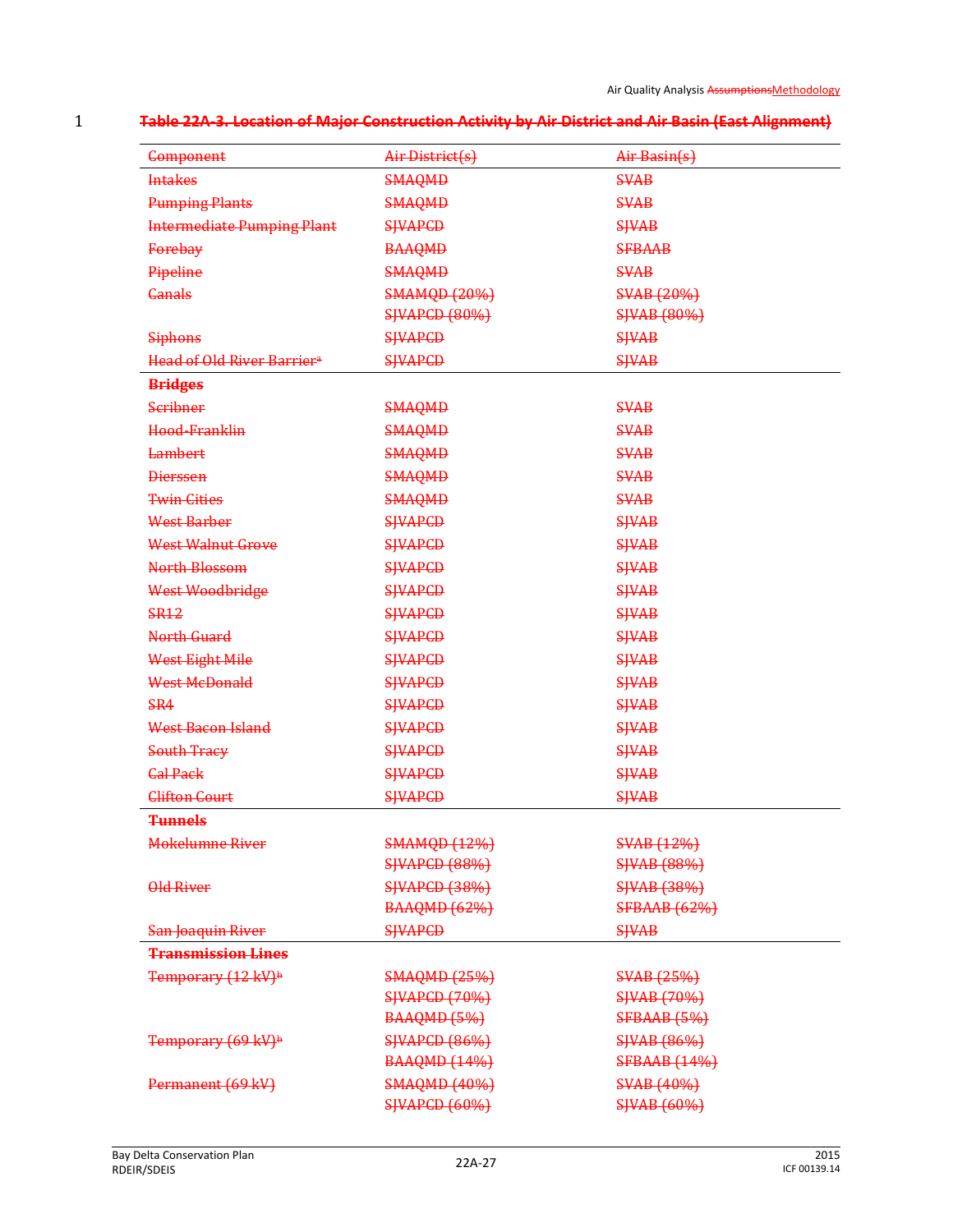**Table 22A-3. Location of Major Construction Activity by Air District and Air Basin (East Alignment)**

| Component | Air District(s) | Air Basin(s) |
|---|---|---|
| Intakes | SMAQMD | SVAB |
| Pumping Plants | SMAQMD | SVAB |
| Intermediate Pumping Plant | SJVAPCD | SJVAB |
| Forebay | BAAQMD | SFBAAB |
| Pipeline | SMAQMD | SVAB |
| Canals | SMAMQD (20%) | SVAB (20%) |
| | SJVAPCD (80%) | SJVAB (80%) |
| Siphons | SJVAPCD | SJVAB |
| Head of Old River Barrier[a] | SJVAPCD | SJVAB |
| **Bridges** | | |
| Scribner | SMAQMD | SVAB |
| Hood-Franklin | SMAQMD | SVAB |
| Lambert | SMAQMD | SVAB |
| Dierssen | SMAQMD | SVAB |
| Twin Cities | SMAQMD | SVAB |
| West Barber | SJVAPCD | SJVAB |
| West Walnut Grove | SJVAPCD | SJVAB |
| North Blossom | SJVAPCD | SJVAB |
| West Woodbridge | SJVAPCD | SJVAB |
| SR12 | SJVAPCD | SJVAB |
| North Guard | SJVAPCD | SJVAB |
| West Eight Mile | SJVAPCD | SJVAB |
| West McDonald | SJVAPCD | SJVAB |
| SR4 | SJVAPCD | SJVAB |
| West Bacon Island | SJVAPCD | SJVAB |
| South Tracy | SJVAPCD | SJVAB |
| Cal Pack | SJVAPCD | SJVAB |
| Clifton Court | SJVAPCD | SJVAB |
| **Tunnels** | | |
| Mokelumne River | SMAMQD (12%) | SVAB (12%) |
| | SJVAPCD (88%) | SJVAB (88%) |
| Old River | SJVAPCD (38%) | SJVAB (38%) |
| | BAAQMD (62%) | SFBAAB (62%) |
| San Joaquin River | SJVAPCD | SJVAB |
| **Transmission Lines** | | |
| Temporary (12 kV)[b] | SMAQMD (25%) | SVAB (25%) |
| | SJVAPCD (70%) | SJVAB (70%) |
| | BAAQMD (5%) | SFBAAB (5%) |
| Temporary (69 kV)[b] | SJVAPCD (86%) | SJVAB (86%) |
| | BAAQMD (14%) | SFBAAB (14%) |
| Permanent (69 kV) | SMAQMD (40%) | SVAB (40%) |
| | SJVAPCD (60%) | SJVAB (60%) |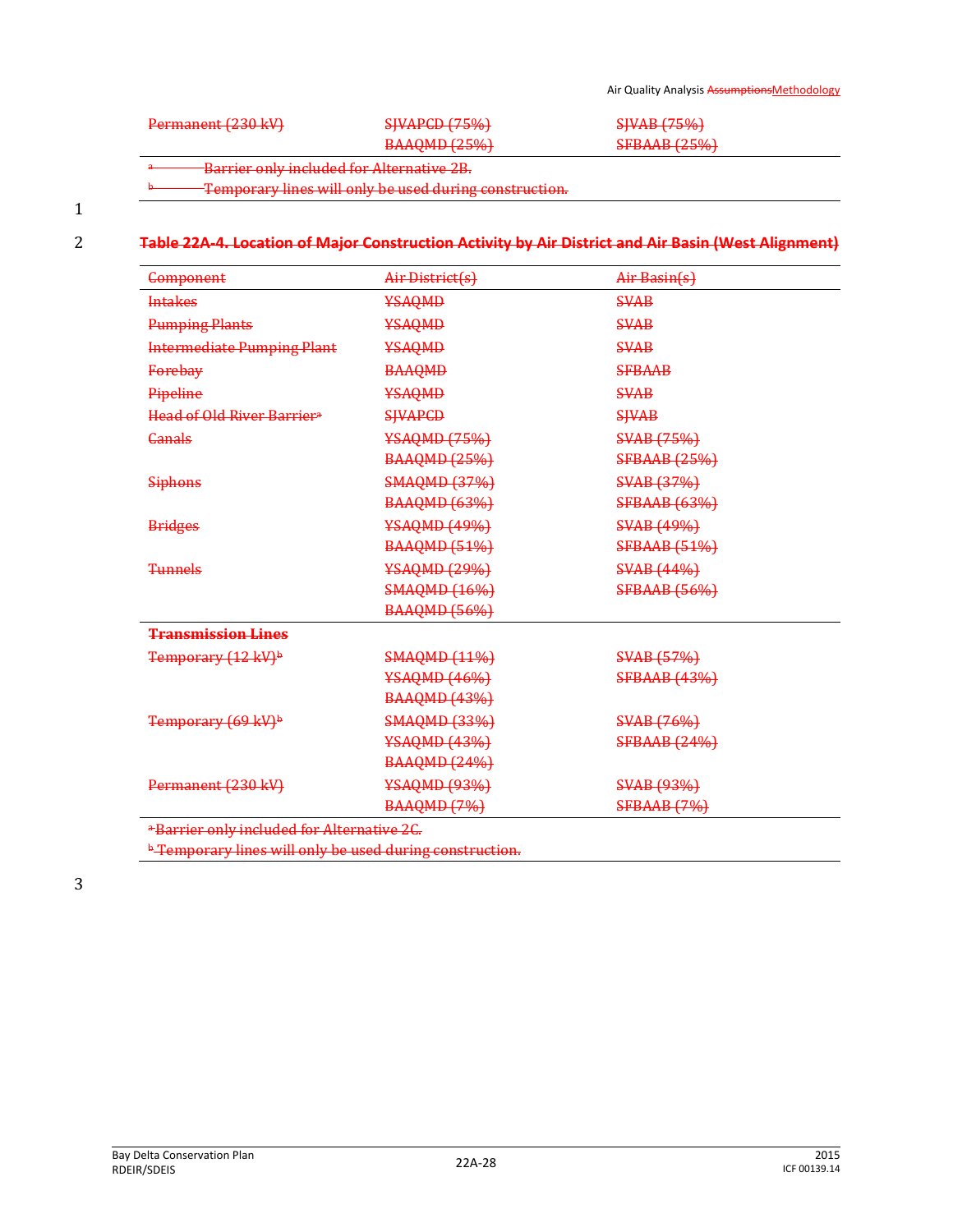| Permanent (230 kV) | SJVAPCD (75%)<br>BAAQMD (25%) | SJVAB (75%)<br>SFBAAB (25%) |
|---|---|---|

[a] Barrier only included for Alternative 2B.
[b] Temporary lines will only be used during construction.

**Table 22A-4. Location of Major Construction Activity by Air District and Air Basin (West Alignment)**

| Component | Air District(s) | Air Basin(s) |
|---|---|---|
| Intakes | YSAQMD | SVAB |
| Pumping Plants | YSAQMD | SVAB |
| Intermediate Pumping Plant | YSAQMD | SVAB |
| Forebay | BAAQMD | SFBAAB |
| Pipeline | YSAQMD | SVAB |
| Head of Old River Barrier[a] | SJVAPCD | SJVAB |
| Canals | YSAQMD (75%)<br>BAAQMD (25%) | SVAB (75%)<br>SFBAAB (25%) |
| Siphons | SMAQMD (37%)<br>BAAQMD (63%) | SVAB (37%)<br>SFBAAB (63%) |
| Bridges | YSAQMD (49%)<br>BAAQMD (51%) | SVAB (49%)<br>SFBAAB (51%) |
| Tunnels | YSAQMD (29%)<br>SMAQMD (16%)<br>BAAQMD (56%) | SVAB (44%)<br>SFBAAB (56%) |
| **Transmission Lines** | | |
| Temporary (12 kV)[b] | SMAQMD (11%)<br>YSAQMD (46%)<br>BAAQMD (43%) | SVAB (57%)<br>SFBAAB (43%) |
| Temporary (69 kV)[b] | SMAQMD (33%)<br>YSAQMD (43%)<br>BAAQMD (24%) | SVAB (76%)<br>SFBAAB (24%) |
| Permanent (230 kV) | YSAQMD (93%)<br>BAAQMD (7%) | SVAB (93%)<br>SFBAAB (7%) |

[a] Barrier only included for Alternative 2C.
[b] Temporary lines will only be used during construction.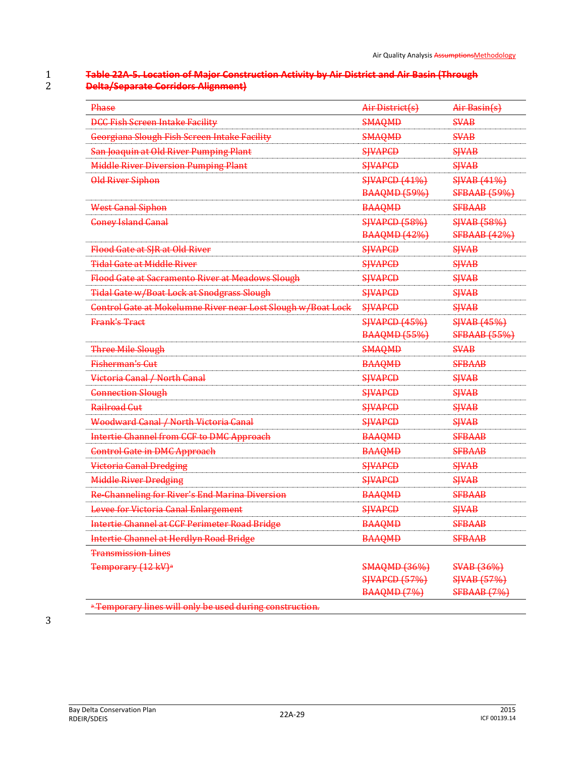~~**Table 22A-5. Location of Major Construction Activity by Air District and Air Basin (Through Delta/Separate Corridors Alignment)**~~

| ~~Phase~~ | ~~Air District(s)~~ | ~~Air Basin(s)~~ |
|---|---|---|
| ~~DCC Fish Screen Intake Facility~~ | ~~SMAQMD~~ | ~~SVAB~~ |
| ~~Georgiana Slough Fish Screen Intake Facility~~ | ~~SMAQMD~~ | ~~SVAB~~ |
| ~~San Joaquin at Old River Pumping Plant~~ | ~~SJVAPCD~~ | ~~SJVAB~~ |
| ~~Middle River Diversion Pumping Plant~~ | ~~SJVAPCD~~ | ~~SJVAB~~ |
| ~~Old River Siphon~~ | ~~SJVAPCD (41%)~~ ~~BAAQMD (59%)~~ | ~~SJVAB (41%)~~ ~~SFBAAB (59%)~~ |
| ~~West Canal Siphon~~ | ~~BAAQMD~~ | ~~SFBAAB~~ |
| ~~Coney Island Canal~~ | ~~SJVAPCD (58%)~~ ~~BAAQMD (42%)~~ | ~~SJVAB (58%)~~ ~~SFBAAB (42%)~~ |
| ~~Flood Gate at SJR at Old River~~ | ~~SJVAPCD~~ | ~~SJVAB~~ |
| ~~Tidal Gate at Middle River~~ | ~~SJVAPCD~~ | ~~SJVAB~~ |
| ~~Flood Gate at Sacramento River at Meadows Slough~~ | ~~SJVAPCD~~ | ~~SJVAB~~ |
| ~~Tidal Gate w/Boat Lock at Snodgrass Slough~~ | ~~SJVAPCD~~ | ~~SJVAB~~ |
| ~~Control Gate at Mokelumne River near Lost Slough w/Boat Lock~~ | ~~SJVAPCD~~ | ~~SJVAB~~ |
| ~~Frank's Tract~~ | ~~SJVAPCD (45%)~~ ~~BAAQMD (55%)~~ | ~~SJVAB (45%)~~ ~~SFBAAB (55%)~~ |
| ~~Three Mile Slough~~ | ~~SMAQMD~~ | ~~SVAB~~ |
| ~~Fisherman's Cut~~ | ~~BAAQMD~~ | ~~SFBAAB~~ |
| ~~Victoria Canal / North Canal~~ | ~~SJVAPCD~~ | ~~SJVAB~~ |
| ~~Connection Slough~~ | ~~SJVAPCD~~ | ~~SJVAB~~ |
| ~~Railroad Cut~~ | ~~SJVAPCD~~ | ~~SJVAB~~ |
| ~~Woodward Canal / North Victoria Canal~~ | ~~SJVAPCD~~ | ~~SJVAB~~ |
| ~~Intertie Channel from CCF to DMC Approach~~ | ~~BAAQMD~~ | ~~SFBAAB~~ |
| ~~Control Gate in DMC Approach~~ | ~~BAAQMD~~ | ~~SFBAAB~~ |
| ~~Victoria Canal Dredging~~ | ~~SJVAPCD~~ | ~~SJVAB~~ |
| ~~Middle River Dredging~~ | ~~SJVAPCD~~ | ~~SJVAB~~ |
| ~~Re-Channeling for River's End Marina Diversion~~ | ~~BAAQMD~~ | ~~SFBAAB~~ |
| ~~Levee for Victoria Canal Enlargement~~ | ~~SJVAPCD~~ | ~~SJVAB~~ |
| ~~Intertie Channel at CCF Perimeter Road Bridge~~ | ~~BAAQMD~~ | ~~SFBAAB~~ |
| ~~Intertie Channel at Herdlyn Road Bridge~~ | ~~BAAQMD~~ | ~~SFBAAB~~ |
| ~~Transmission Lines~~ | | |
| ~~Temporary (12 kV)[a]~~ | ~~SMAQMD (36%)~~ ~~SJVAPCD (57%)~~ ~~BAAQMD (7%)~~ | ~~SVAB (36%)~~ ~~SJVAB (57%)~~ ~~SFBAAB (7%)~~ |

~~[a] Temporary lines will only be used during construction.~~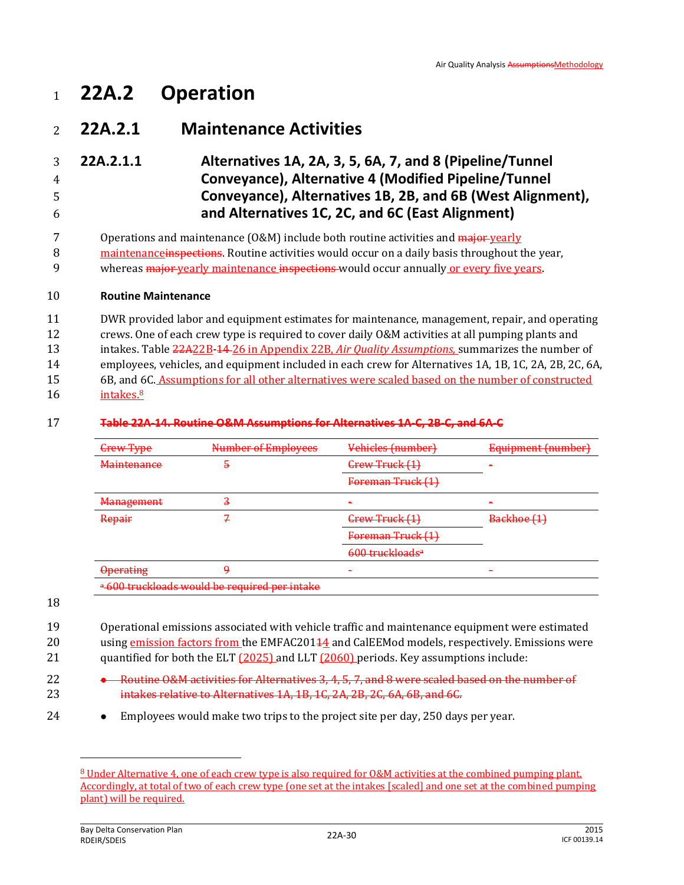# 22A.2 Operation

## 22A.2.1 Maintenance Activities

### 22A.2.1.1 Alternatives 1A, 2A, 3, 5, 6A, 7, and 8 (Pipeline/Tunnel Conveyance), Alternative 4 (Modified Pipeline/Tunnel Conveyance), Alternatives 1B, 2B, and 6B (West Alignment), and Alternatives 1C, 2C, and 6C (East Alignment)

Operations and maintenance (O&M) include both routine activities and ~~major~~ yearly maintenance~~inspections~~. Routine activities would occur on a daily basis throughout the year, whereas ~~major~~ yearly maintenance ~~inspections~~ would occur annually or every five years.

**Routine Maintenance**

DWR provided labor and equipment estimates for maintenance, management, repair, and operating crews. One of each crew type is required to cover daily O&M activities at all pumping plants and intakes. Table ~~22A~~22B-~~14~~ 26 in Appendix 22B, *Air Quality Assumptions,* summarizes the number of employees, vehicles, and equipment included in each crew for Alternatives 1A, 1B, 1C, 2A, 2B, 2C, 6A, 6B, and 6C. Assumptions for all other alternatives were scaled based on the number of constructed intakes.[8]

~~**Table 22A-14. Routine O&M Assumptions for Alternatives 1A-C, 2B-C, and 6A-C**~~

| ~~Crew Type~~ | ~~Number of Employees~~ | ~~Vehicles (number)~~ | ~~Equipment (number)~~ |
|---|---|---|---|
| ~~Maintenance~~ | ~~5~~ | ~~Crew Truck (1)~~<br>~~Foreman Truck (1)~~ | ~~-~~ |
| ~~Management~~ | ~~3~~ | ~~-~~ | ~~-~~ |
| ~~Repair~~ | ~~7~~ | ~~Crew Truck (1)~~<br>~~Foreman Truck (1)~~<br>~~600 truckloads[a]~~ | ~~Backhoe (1)~~ |
| ~~Operating~~ | ~~9~~ | ~~-~~ | ~~-~~ |
| ~~[a] 600 truckloads would be required per intake~~ | | | |

Operational emissions associated with vehicle traffic and maintenance equipment were estimated using emission factors from the EMFAC201~~1~~4 and CalEEMod models, respectively. Emissions were quantified for both the ELT (2025) and LLT (2060) periods. Key assumptions include:

- ~~Routine O&M activities for Alternatives 3, 4, 5, 7, and 8 were scaled based on the number of intakes relative to Alternatives 1A, 1B, 1C, 2A, 2B, 2C, 6A, 6B, and 6C.~~
- Employees would make two trips to the project site per day, 250 days per year.

[8] Under Alternative 4, one of each crew type is also required for O&M activities at the combined pumping plant. Accordingly, at total of two of each crew type (one set at the intakes [scaled] and one set at the combined pumping plant) will be required.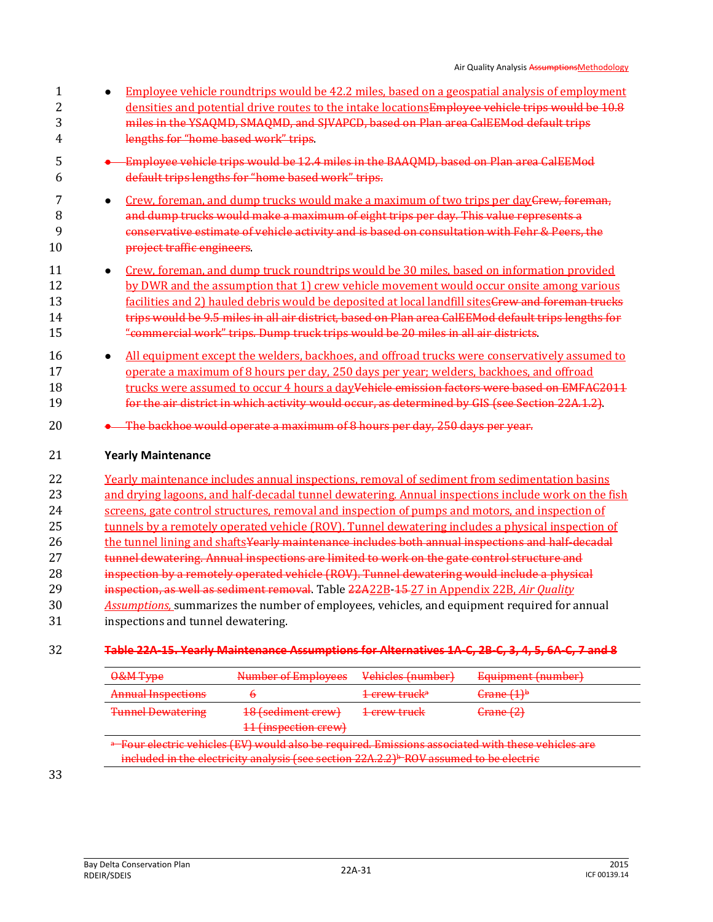- Employee vehicle roundtrips would be 42.2 miles, based on a geospatial analysis of employment densities and potential drive routes to the intake locationsEmployee vehicle trips would be 10.8 miles in the YSAQMD, SMAQMD, and SJVAPCD, based on Plan area CalEEMod default trips lengths for "home based work" trips.
- Employee vehicle trips would be 12.4 miles in the BAAQMD, based on Plan area CalEEMod default trips lengths for "home based work" trips.
- Crew, foreman, and dump trucks would make a maximum of two trips per dayCrew, foreman, and dump trucks would make a maximum of eight trips per day. This value represents a conservative estimate of vehicle activity and is based on consultation with Fehr & Peers, the project traffic engineers.
- Crew, foreman, and dump truck roundtrips would be 30 miles, based on information provided by DWR and the assumption that 1) crew vehicle movement would occur onsite among various facilities and 2) hauled debris would be deposited at local landfill sitesCrew and foreman trucks trips would be 9.5 miles in all air district, based on Plan area CalEEMod default trips lengths for "commercial work" trips. Dump truck trips would be 20 miles in all air districts.
- All equipment except the welders, backhoes, and offroad trucks were conservatively assumed to operate a maximum of 8 hours per day, 250 days per year; welders, backhoes, and offroad trucks were assumed to occur 4 hours a dayVehicle emission factors were based on EMFAC2011 for the air district in which activity would occur, as determined by GIS (see Section 22A.1.2).
- The backhoe would operate a maximum of 8 hours per day, 250 days per year.

**Yearly Maintenance**

Yearly maintenance includes annual inspections, removal of sediment from sedimentation basins and drying lagoons, and half-decadal tunnel dewatering. Annual inspections include work on the fish screens, gate control structures, removal and inspection of pumps and motors, and inspection of tunnels by a remotely operated vehicle (ROV). Tunnel dewatering includes a physical inspection of the tunnel lining and shaftsYearly maintenance includes both annual inspections and half-decadal tunnel dewatering. Annual inspections are limited to work on the gate control structure and inspection by a remotely operated vehicle (ROV). Tunnel dewatering would include a physical inspection, as well as sediment removal. Table 22A22B-15 27 in Appendix 22B, *Air Quality Assumptions,* summarizes the number of employees, vehicles, and equipment required for annual inspections and tunnel dewatering.

**Table 22A-15. Yearly Maintenance Assumptions for Alternatives 1A-C, 2B-C, 3, 4, 5, 6A-C, 7 and 8**

| O&M Type | Number of Employees | Vehicles (number) | Equipment (number) |
|---|---|---|---|
| Annual Inspections | 6 | 1 crew truck[a] | Crane (1)[b] |
| Tunnel Dewatering | 18 (sediment crew) 11 (inspection crew) | 1 crew truck | Crane (2) |

[a] Four electric vehicles (EV) would also be required. Emissions associated with these vehicles are included in the electricity analysis (see section 22A.2.2)[b] ROV assumed to be electric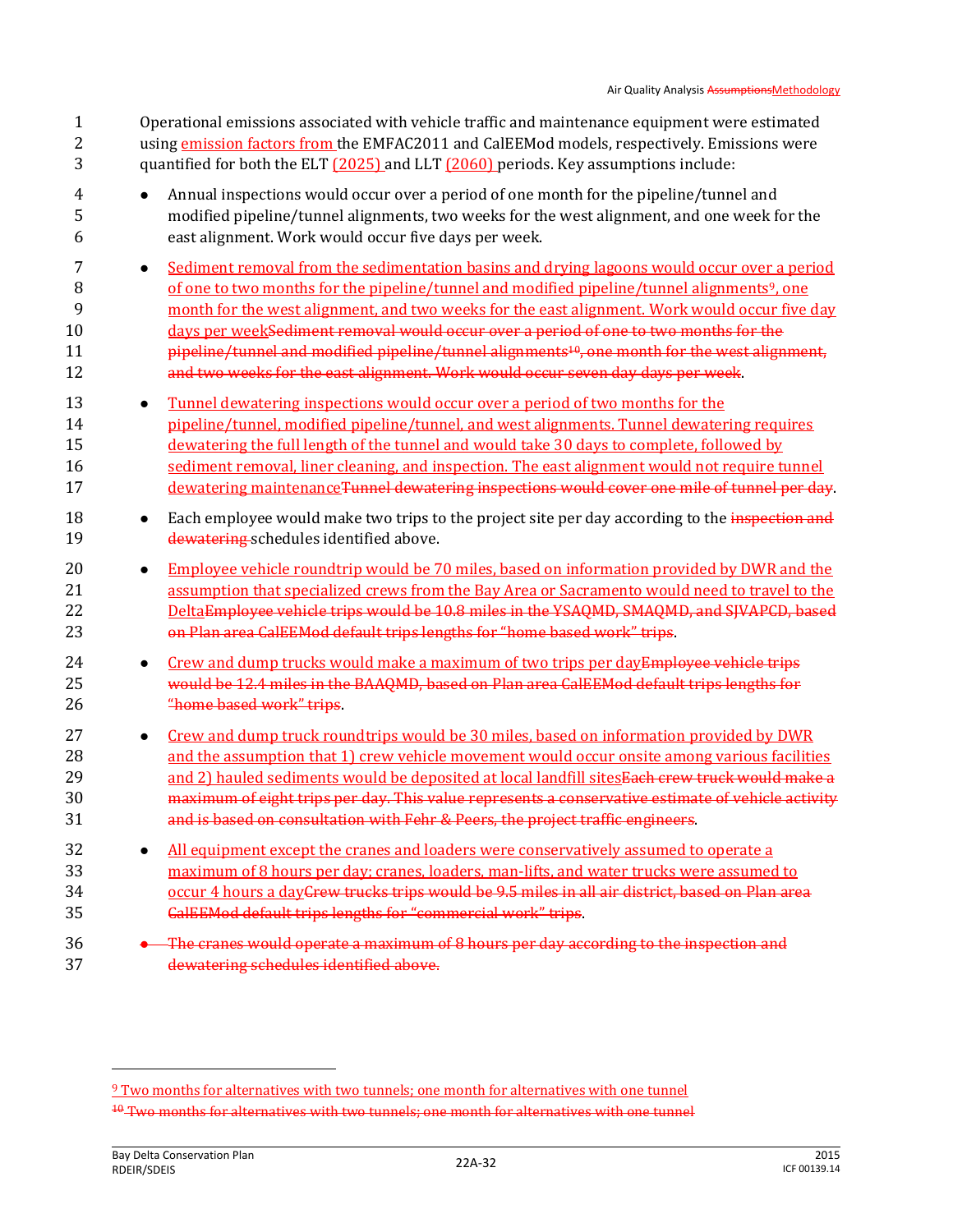Operational emissions associated with vehicle traffic and maintenance equipment were estimated using emission factors from the EMFAC2011 and CalEEMod models, respectively. Emissions were quantified for both the ELT (2025) and LLT (2060) periods. Key assumptions include:

- Annual inspections would occur over a period of one month for the pipeline/tunnel and modified pipeline/tunnel alignments, two weeks for the west alignment, and one week for the east alignment. Work would occur five days per week.
- Sediment removal from the sedimentation basins and drying lagoons would occur over a period of one to two months for the pipeline/tunnel and modified pipeline/tunnel alignments[9], one month for the west alignment, and two weeks for the east alignment. Work would occur five day days per week~~Sediment removal would occur over a period of one to two months for the pipeline/tunnel and modified pipeline/tunnel alignments[10], one month for the west alignment, and two weeks for the east alignment. Work would occur seven day days per week~~.
- Tunnel dewatering inspections would occur over a period of two months for the pipeline/tunnel, modified pipeline/tunnel, and west alignments. Tunnel dewatering requires dewatering the full length of the tunnel and would take 30 days to complete, followed by sediment removal, liner cleaning, and inspection. The east alignment would not require tunnel dewatering maintenance~~Tunnel dewatering inspections would cover one mile of tunnel per day~~.
- Each employee would make two trips to the project site per day according to the ~~inspection and dewatering~~ schedules identified above.
- Employee vehicle roundtrip would be 70 miles, based on information provided by DWR and the assumption that specialized crews from the Bay Area or Sacramento would need to travel to the Delta~~Employee vehicle trips would be 10.8 miles in the YSAQMD, SMAQMD, and SJVAPCD, based on Plan area CalEEMod default trips lengths for "home based work" trips~~.
- Crew and dump trucks would make a maximum of two trips per day~~Employee vehicle trips would be 12.4 miles in the BAAQMD, based on Plan area CalEEMod default trips lengths for "home based work" trips~~.
- Crew and dump truck roundtrips would be 30 miles, based on information provided by DWR and the assumption that 1) crew vehicle movement would occur onsite among various facilities and 2) hauled sediments would be deposited at local landfill sites~~Each crew truck would make a maximum of eight trips per day. This value represents a conservative estimate of vehicle activity and is based on consultation with Fehr & Peers, the project traffic engineers~~.
- All equipment except the cranes and loaders were conservatively assumed to operate a maximum of 8 hours per day; cranes, loaders, man-lifts, and water trucks were assumed to occur 4 hours a day~~Crew trucks trips would be 9.5 miles in all air district, based on Plan area CalEEMod default trips lengths for "commercial work" trips~~.
- ~~The cranes would operate a maximum of 8 hours per day according to the inspection and dewatering schedules identified above.~~

---

[9] Two months for alternatives with two tunnels; one month for alternatives with one tunnel

~~[10] Two months for alternatives with two tunnels; one month for alternatives with one tunnel~~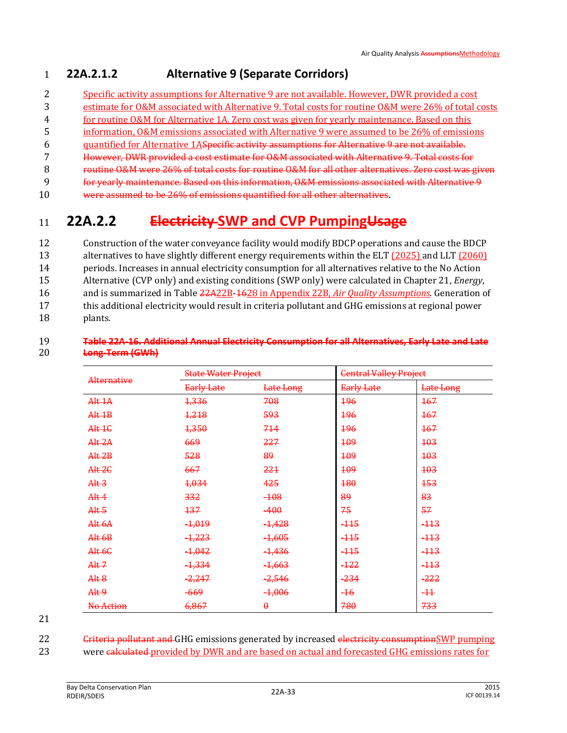### 22A.2.1.2 Alternative 9 (Separate Corridors)

Specific activity assumptions for Alternative 9 are not available. However, DWR provided a cost estimate for O&M associated with Alternative 9. Total costs for routine O&M were 26% of total costs for routine O&M for Alternative 1A. Zero cost was given for yearly maintenance. Based on this information, O&M emissions associated with Alternative 9 were assumed to be 26% of emissions quantified for Alternative 1ASpecific activity assumptions for Alternative 9 are not available. However, DWR provided a cost estimate for O&M associated with Alternative 9. Total costs for routine O&M were 26% of total costs for routine O&M for all other alternatives. Zero cost was given for yearly maintenance. Based on this information, O&M emissions associated with Alternative 9 were assumed to be 26% of emissions quantified for all other alternatives.

## 22A.2.2 Electricity SWP and CVP PumpingUsage

Construction of the water conveyance facility would modify BDCP operations and cause the BDCP alternatives to have slightly different energy requirements within the ELT (2025) and LLT (2060) periods. Increases in annual electricity consumption for all alternatives relative to the No Action Alternative (CVP only) and existing conditions (SWP only) were calculated in Chapter 21, *Energy*, and is summarized in Table 22A22B-1628 in Appendix 22B, *Air Quality Assumptions*. Generation of this additional electricity would result in criteria pollutant and GHG emissions at regional power plants.

**Table 22A-16. Additional Annual Electricity Consumption for all Alternatives, Early Late and Late Long-Term (GWh)**

| Alternative | State Water Project | | Central Valley Project | |
|---|---|---|---|---|
| | Early Late | Late Long | Early Late | Late Long |
| Alt 1A | 1,336 | 708 | 196 | 167 |
| Alt 1B | 1,218 | 593 | 196 | 167 |
| Alt 1C | 1,350 | 714 | 196 | 167 |
| Alt 2A | 669 | 227 | 109 | 103 |
| Alt 2B | 528 | 89 | 109 | 103 |
| Alt 2C | 667 | 221 | 109 | 103 |
| Alt 3 | 1,034 | 425 | 180 | 153 |
| Alt 4 | 332 | -108 | 89 | 83 |
| Alt 5 | 137 | -400 | 75 | 57 |
| Alt 6A | -1,019 | -1,428 | -115 | -113 |
| Alt 6B | -1,223 | -1,605 | -115 | -113 |
| Alt 6C | -1,042 | -1,436 | -115 | -113 |
| Alt 7 | -1,334 | -1,663 | -122 | -113 |
| Alt 8 | -2,247 | -2,546 | -234 | -222 |
| Alt 9 | -669 | -1,006 | -16 | -11 |
| No Action | 6,867 | 0 | 780 | 733 |

Criteria pollutant and GHG emissions generated by increased electricity consumptionSWP pumping were calculated provided by DWR and are based on actual and forecasted GHG emissions rates for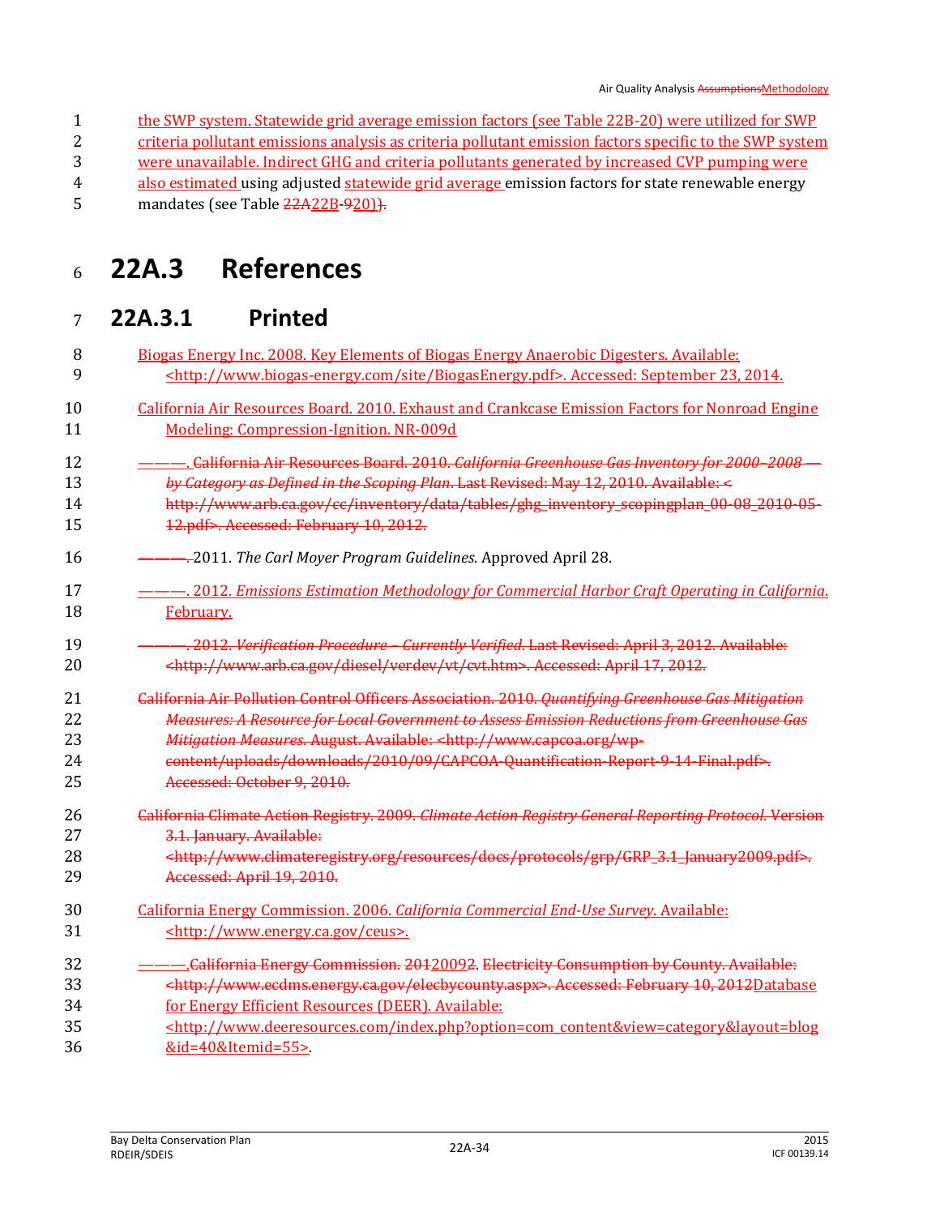the SWP system. Statewide grid average emission factors (see Table 22B-20) were utilized for SWP criteria pollutant emissions analysis as criteria pollutant emission factors specific to the SWP system were unavailable. Indirect GHG and criteria pollutants generated by increased CVP pumping were also estimated using adjusted statewide grid average emission factors for state renewable energy mandates (see Table 22A22B-920)).

# 22A.3 References

## 22A.3.1 Printed

Biogas Energy Inc. 2008. Key Elements of Biogas Energy Anaerobic Digesters. Available: <http://www.biogas-energy.com/site/BiogasEnergy.pdf>. Accessed: September 23, 2014.

California Air Resources Board. 2010. Exhaust and Crankcase Emission Factors for Nonroad Engine Modeling: Compression-Ignition. NR-009d

———. California Air Resources Board. 2010. *California Greenhouse Gas Inventory for 2000–2008 — by Category as Defined in the Scoping Plan*. Last Revised: May 12, 2010. Available: < http://www.arb.ca.gov/cc/inventory/data/tables/ghg_inventory_scopingplan_00-08_2010-05-12.pdf>. Accessed: February 10, 2012.

———. 2011. *The Carl Moyer Program Guidelines*. Approved April 28.

———. 2012. *Emissions Estimation Methodology for Commercial Harbor Craft Operating in California*. February.

———. 2012. *Verification Procedure – Currently Verified*. Last Revised: April 3, 2012. Available: <http://www.arb.ca.gov/diesel/verdev/vt/cvt.htm>. Accessed: April 17, 2012.

California Air Pollution Control Officers Association. 2010. *Quantifying Greenhouse Gas Mitigation Measures: A Resource for Local Government to Assess Emission Reductions from Greenhouse Gas Mitigation Measures*. August. Available: <http://www.capcoa.org/wp-content/uploads/downloads/2010/09/CAPCOA-Quantification-Report-9-14-Final.pdf>. Accessed: October 9, 2010.

California Climate Action Registry. 2009. *Climate Action Registry General Reporting Protocol*. Version 3.1. January. Available: <http://www.climateregistry.org/resources/docs/protocols/grp/GRP_3.1_January2009.pdf>. Accessed: April 19, 2010.

California Energy Commission. 2006. *California Commercial End-Use Survey*. Available: <http://www.energy.ca.gov/ceus>.

———.California Energy Commission. 201220092. Electricity Consumption by County. Available: <http://www.ecdms.energy.ca.gov/elecbycounty.aspx>. Accessed: February 10, 2012Database for Energy Efficient Resources (DEER). Available: <http://www.deeresources.com/index.php?option=com_content&view=category&layout=blog&id=40&Itemid=55>.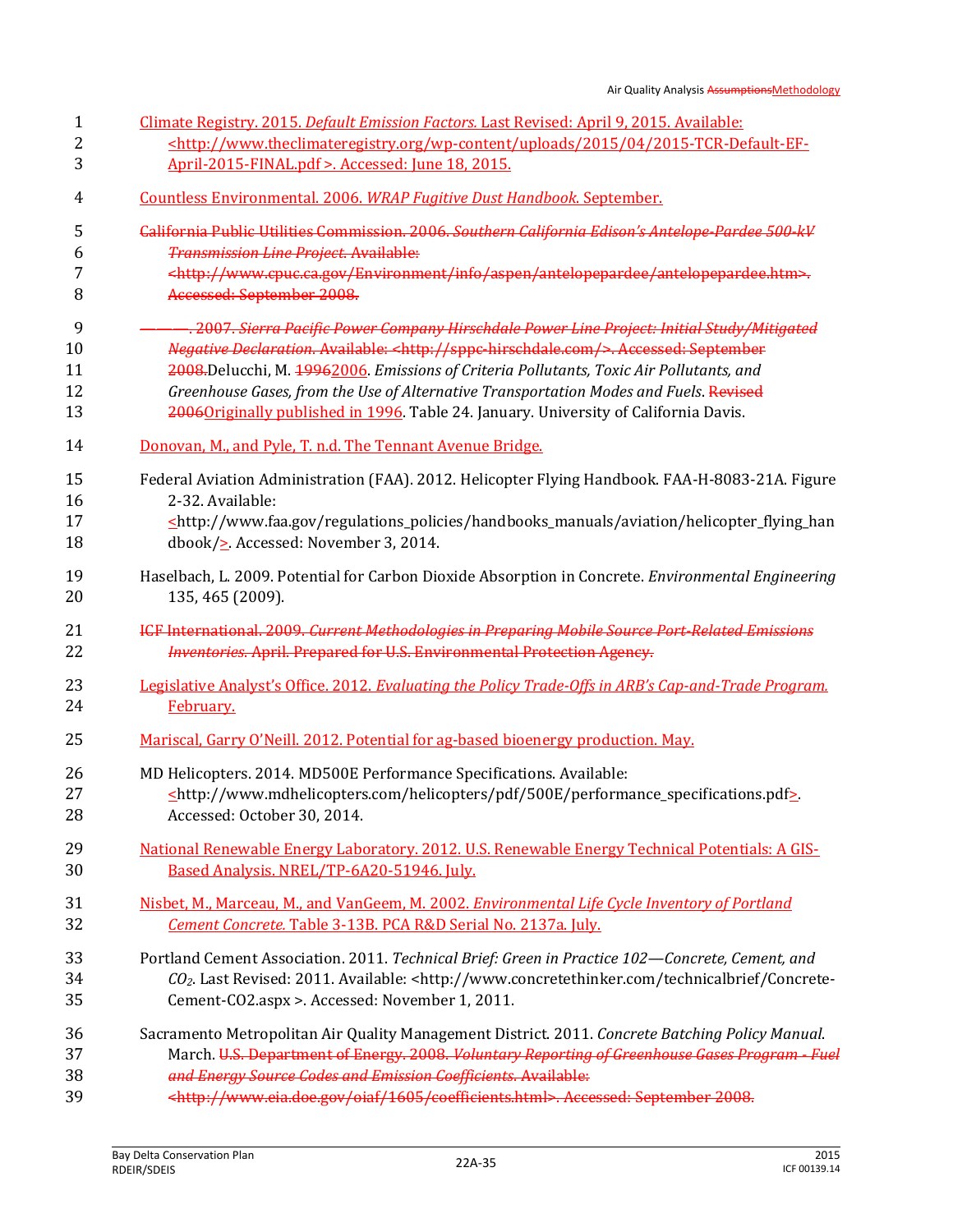Climate Registry. 2015. *Default Emission Factors*. Last Revised: April 9, 2015. Available: <http://www.theclimateregistry.org/wp-content/uploads/2015/04/2015-TCR-Default-EF-April-2015-FINAL.pdf >. Accessed: June 18, 2015.

Countless Environmental. 2006. *WRAP Fugitive Dust Handbook*. September.

~~California Public Utilities Commission. 2006. *Southern California Edison's Antelope-Pardee 500-kV Transmission Line Project*. Available: <http://www.cpuc.ca.gov/Environment/info/aspen/antelopepardee/antelopepardee.htm>. Accessed: September 2008.~~

~~———. 2007. *Sierra Pacific Power Company Hirschdale Power Line Project: Initial Study/Mitigated Negative Declaration*. Available: <http://sppc-hirschdale.com/>. Accessed: September 2008.~~Delucchi, M. ~~1996~~2006. *Emissions of Criteria Pollutants, Toxic Air Pollutants, and Greenhouse Gases, from the Use of Alternative Transportation Modes and Fuels*. ~~Revised 2006~~Originally published in 1996. Table 24. January. University of California Davis.

Donovan, M., and Pyle, T. n.d. The Tennant Avenue Bridge.

Federal Aviation Administration (FAA). 2012. Helicopter Flying Handbook. FAA-H-8083-21A. Figure 2-32. Available: <http://www.faa.gov/regulations_policies/handbooks_manuals/aviation/helicopter_flying_handbook/>. Accessed: November 3, 2014.

Haselbach, L. 2009. Potential for Carbon Dioxide Absorption in Concrete. *Environmental Engineering* 135, 465 (2009).

~~ICF International. 2009. *Current Methodologies in Preparing Mobile Source Port-Related Emissions Inventories*. April. Prepared for U.S. Environmental Protection Agency.~~

Legislative Analyst's Office. 2012. *Evaluating the Policy Trade-Offs in ARB's Cap-and-Trade Program*. February.

Mariscal, Garry O'Neill. 2012. Potential for ag-based bioenergy production. May.

MD Helicopters. 2014. MD500E Performance Specifications. Available: <http://www.mdhelicopters.com/helicopters/pdf/500E/performance_specifications.pdf>. Accessed: October 30, 2014.

National Renewable Energy Laboratory. 2012. U.S. Renewable Energy Technical Potentials: A GIS-Based Analysis. NREL/TP-6A20-51946. July.

Nisbet, M., Marceau, M., and VanGeem, M. 2002. *Environmental Life Cycle Inventory of Portland Cement Concrete*. Table 3-13B. PCA R&D Serial No. 2137a. July.

Portland Cement Association. 2011. *Technical Brief: Green in Practice 102—Concrete, Cement, and $CO_2$*. Last Revised: 2011. Available: <http://www.concretethinker.com/technicalbrief/Concrete-Cement-CO2.aspx >. Accessed: November 1, 2011.

Sacramento Metropolitan Air Quality Management District. 2011. *Concrete Batching Policy Manual*. March. ~~U.S. Department of Energy. 2008. *Voluntary Reporting of Greenhouse Gases Program - Fuel and Energy Source Codes and Emission Coefficients*. Available: <http://www.eia.doe.gov/oiaf/1605/coefficients.html>. Accessed: September 2008.~~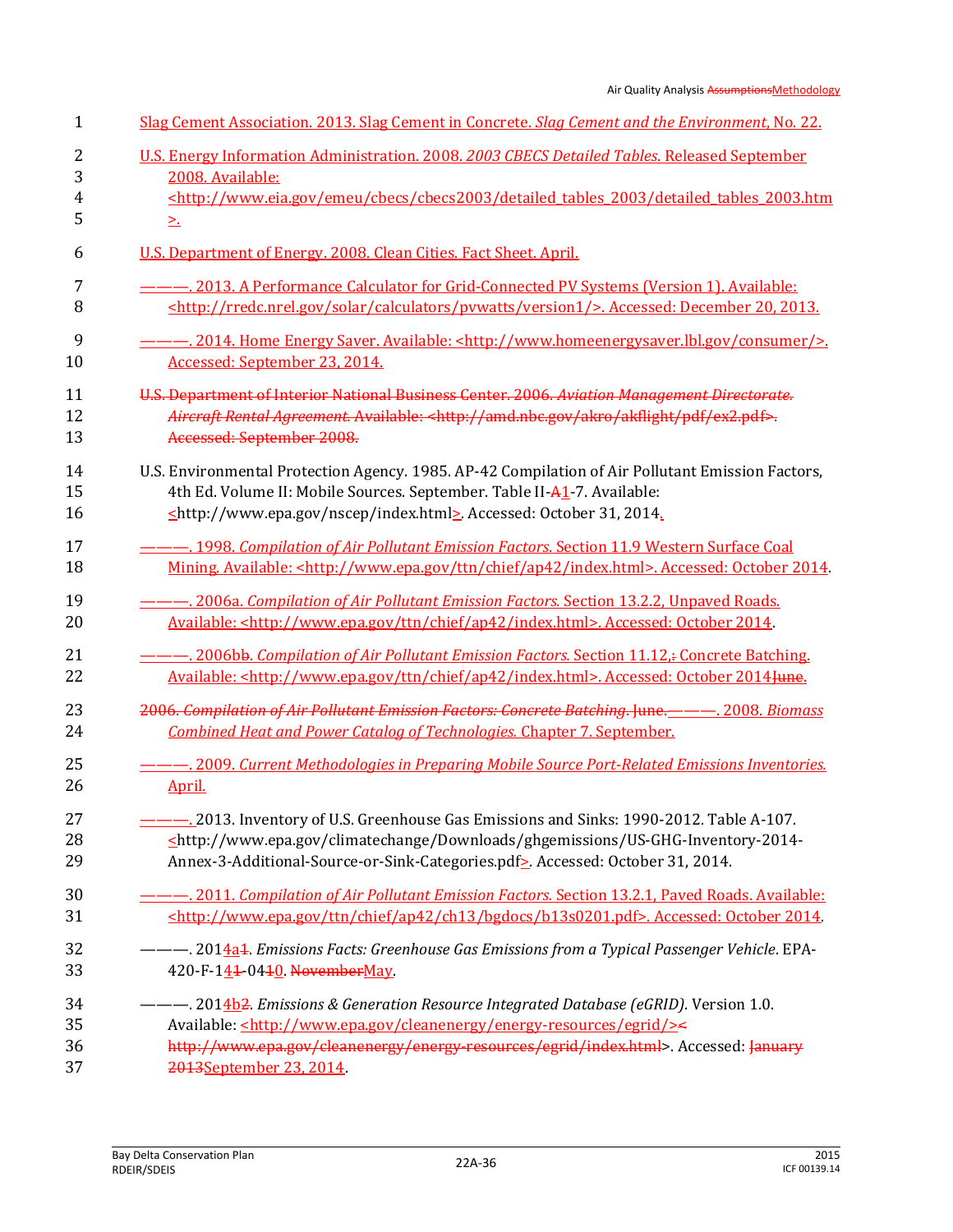Slag Cement Association. 2013. Slag Cement in Concrete. *Slag Cement and the Environment*, No. 22.

U.S. Energy Information Administration. 2008. *2003 CBECS Detailed Tables*. Released September 2008. Available: <http://www.eia.gov/emeu/cbecs/cbecs2003/detailed_tables_2003/detailed_tables_2003.htm>.

U.S. Department of Energy. 2008. Clean Cities. Fact Sheet. April.

———. 2013. A Performance Calculator for Grid-Connected PV Systems (Version 1). Available: <http://rredc.nrel.gov/solar/calculators/pvwatts/version1/>. Accessed: December 20, 2013.

———. 2014. Home Energy Saver. Available: <http://www.homeenergysaver.lbl.gov/consumer/>. Accessed: September 23, 2014.

~~U.S. Department of Interior National Business Center. 2006. *Aviation Management Directorate. Aircraft Rental Agreement.* Available: <http://amd.nbc.gov/akro/akflight/pdf/ex2.pdf>. Accessed: September 2008.~~

U.S. Environmental Protection Agency. 1985. AP-42 Compilation of Air Pollutant Emission Factors, 4th Ed. Volume II: Mobile Sources. September. Table II-~~A~~1-7. Available: <http://www.epa.gov/nscep/index.html>. Accessed: October 31, 2014.

———. 1998. *Compilation of Air Pollutant Emission Factors*. Section 11.9 Western Surface Coal Mining. Available: <http://www.epa.gov/ttn/chief/ap42/index.html>. Accessed: October 2014.

———. 2006a. *Compilation of Air Pollutant Emission Factors.* Section 13.2.2, Unpaved Roads. Available: <http://www.epa.gov/ttn/chief/ap42/index.html>. Accessed: October 2014.

———. 2006b~~b~~. *Compilation of Air Pollutant Emission Factors.* Section 11.12,~~:~~ Concrete Batching. Available: <http://www.epa.gov/ttn/chief/ap42/index.html>. Accessed: October 2014~~June~~.

~~2006. *Compilation of Air Pollutant Emission Factors: Concrete Batching*. June.~~———. 2008. *Biomass Combined Heat and Power Catalog of Technologies.* Chapter 7. September.

———. 2009. *Current Methodologies in Preparing Mobile Source Port-Related Emissions Inventories.* April.

———. 2013. Inventory of U.S. Greenhouse Gas Emissions and Sinks: 1990-2012. Table A-107. <http://www.epa.gov/climatechange/Downloads/ghgemissions/US-GHG-Inventory-2014-Annex-3-Additional-Source-or-Sink-Categories.pdf>. Accessed: October 31, 2014.

———. 2011. *Compilation of Air Pollutant Emission Factors.* Section 13.2.1, Paved Roads. Available: <http://www.epa.gov/ttn/chief/ap42/ch13/bgdocs/b13s0201.pdf>. Accessed: October 2014.

———. 2014a~~1~~. *Emissions Facts: Greenhouse Gas Emissions from a Typical Passenger Vehicle*. EPA-420-F-14~~1~~-04~~1~~0. ~~November~~May.

———. 2014b~~2~~. *Emissions & Generation Resource Integrated Database (eGRID)*. Version 1.0. Available: <http://www.epa.gov/cleanenergy/energy-resources/egrid/>~~< http://www.epa.gov/cleanenergy/energy-resources/egrid/index.html~~>. Accessed: ~~January 2013~~September 23, 2014.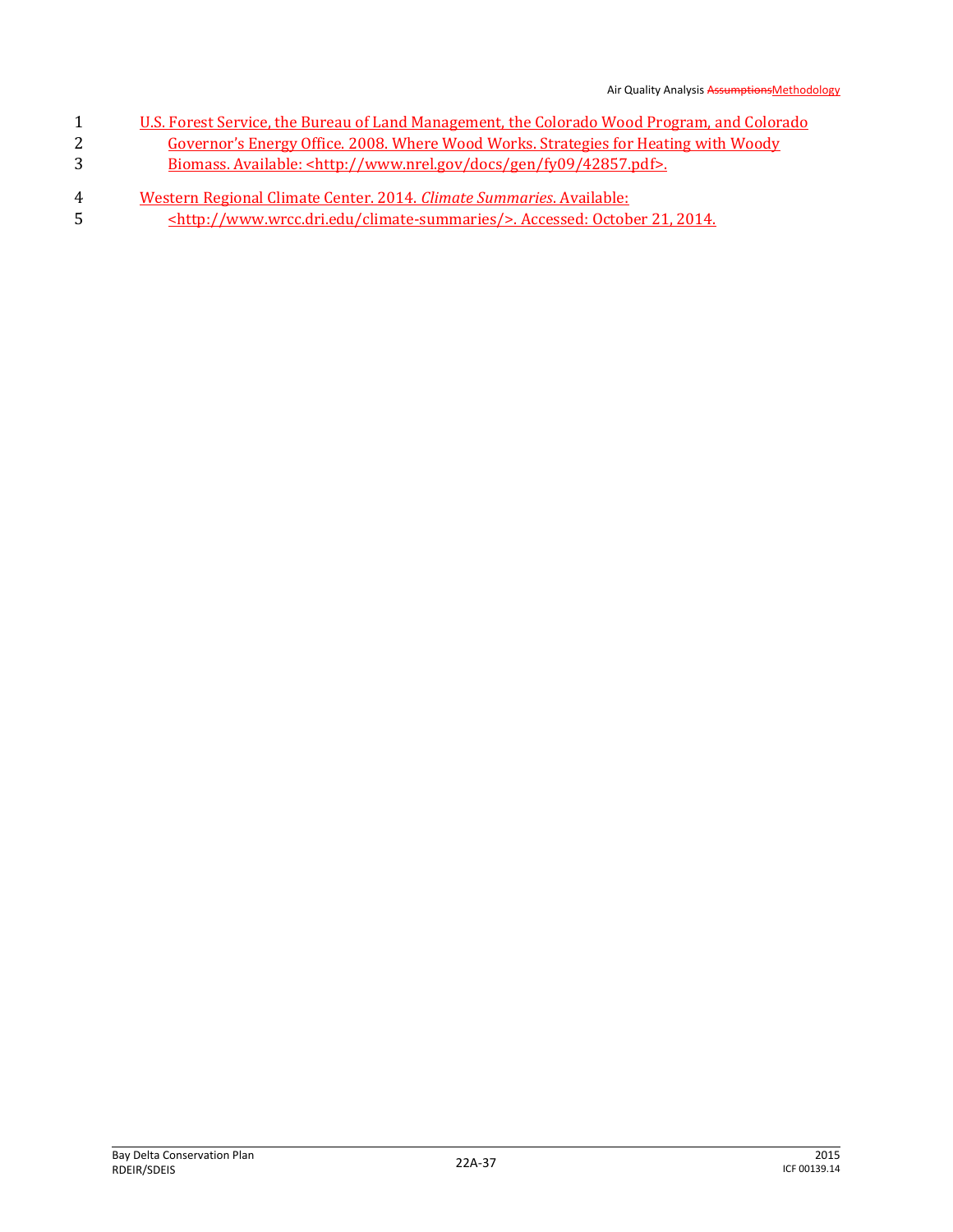U.S. Forest Service, the Bureau of Land Management, the Colorado Wood Program, and Colorado Governor's Energy Office. 2008. Where Wood Works. Strategies for Heating with Woody Biomass. Available: <http://www.nrel.gov/docs/gen/fy09/42857.pdf>.

Western Regional Climate Center. 2014. *Climate Summaries*. Available: <http://www.wrcc.dri.edu/climate-summaries/>. Accessed: October 21, 2014.